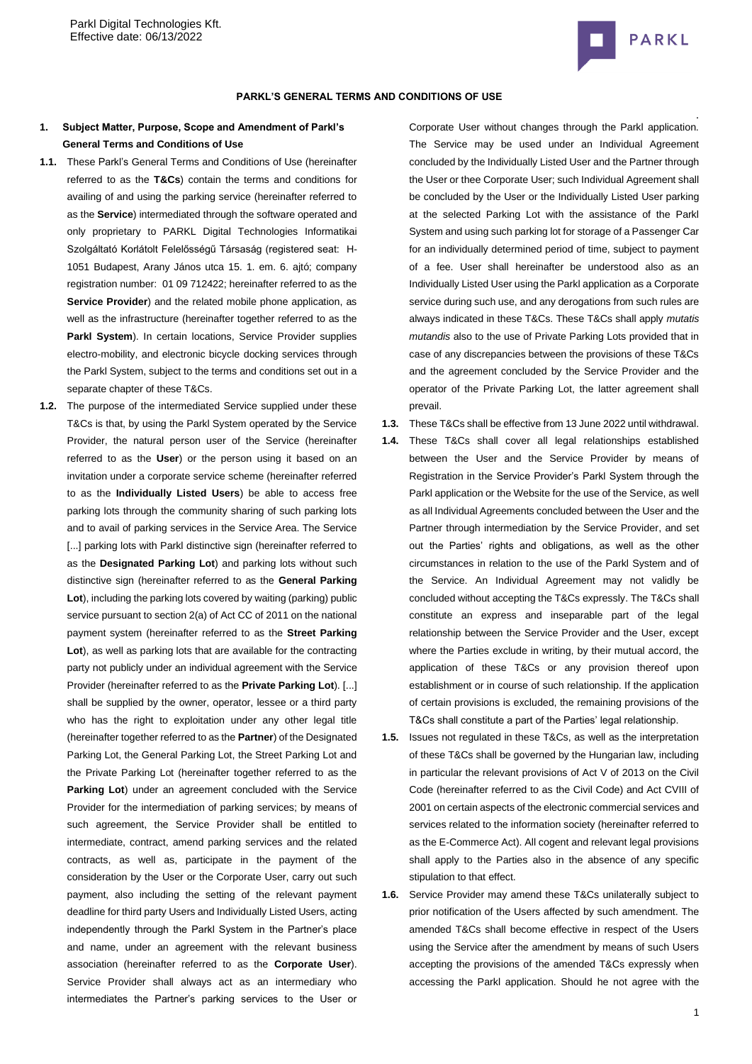Parkl Digital Technologies Kft.
Effective date: 06/13/2022

# PARKL'S GENERAL TERMS AND CONDITIONS OF USE

## 1. Subject Matter, Purpose, Scope and Amendment of Parkl's General Terms and Conditions of Use

**1.1.** These Parkl's General Terms and Conditions of Use (hereinafter referred to as the **T&Cs**) contain the terms and conditions for availing of and using the parking service (hereinafter referred to as the **Service**) intermediated through the software operated and only proprietary to PARKL Digital Technologies Informatikai Szolgáltató Korlátolt Felelősségű Társaság (registered seat: H-1051 Budapest, Arany János utca 15. 1. em. 6. ajtó; company registration number: 01 09 712422; hereinafter referred to as the **Service Provider**) and the related mobile phone application, as well as the infrastructure (hereinafter together referred to as the **Parkl System**). In certain locations, Service Provider supplies electro-mobility, and electronic bicycle docking services through the Parkl System, subject to the terms and conditions set out in a separate chapter of these T&Cs.

**1.2.** The purpose of the intermediated Service supplied under these T&Cs is that, by using the Parkl System operated by the Service Provider, the natural person user of the Service (hereinafter referred to as the **User**) or the person using it based on an invitation under a corporate service scheme (hereinafter referred to as the **Individually Listed Users**) be able to access free parking lots through the community sharing of such parking lots and to avail of parking services in the Service Area. The Service [...] parking lots with Parkl distinctive sign (hereinafter referred to as the **Designated Parking Lot**) and parking lots without such distinctive sign (hereinafter referred to as the **General Parking Lot**), including the parking lots covered by waiting (parking) public service pursuant to section 2(a) of Act CC of 2011 on the national payment system (hereinafter referred to as the **Street Parking Lot**), as well as parking lots that are available for the contracting party not publicly under an individual agreement with the Service Provider (hereinafter referred to as the **Private Parking Lot**). [...] shall be supplied by the owner, operator, lessee or a third party who has the right to exploitation under any other legal title (hereinafter together referred to as the **Partner**) of the Designated Parking Lot, the General Parking Lot, the Street Parking Lot and the Private Parking Lot (hereinafter together referred to as the **Parking Lot**) under an agreement concluded with the Service Provider for the intermediation of parking services; by means of such agreement, the Service Provider shall be entitled to intermediate, contract, amend parking services and the related contracts, as well as, participate in the payment of the consideration by the User or the Corporate User, carry out such payment, also including the setting of the relevant payment deadline for third party Users and Individually Listed Users, acting independently through the Parkl System in the Partner's place and name, under an agreement with the relevant business association (hereinafter referred to as the **Corporate User**). Service Provider shall always act as an intermediary who intermediates the Partner's parking services to the User or Corporate User without changes through the Parkl application. The Service may be used under an Individual Agreement concluded by the Individually Listed User and the Partner through the User or thee Corporate User; such Individual Agreement shall be concluded by the User or the Individually Listed User parking at the selected Parking Lot with the assistance of the Parkl System and using such parking lot for storage of a Passenger Car for an individually determined period of time, subject to payment of a fee. User shall hereinafter be understood also as an Individually Listed User using the Parkl application as a Corporate service during such use, and any derogations from such rules are always indicated in these T&Cs. These T&Cs shall apply *mutatis mutandis* also to the use of Private Parking Lots provided that in case of any discrepancies between the provisions of these T&Cs and the agreement concluded by the Service Provider and the operator of the Private Parking Lot, the latter agreement shall prevail.

**1.3.** These T&Cs shall be effective from 13 June 2022 until withdrawal.

**1.4.** These T&Cs shall cover all legal relationships established between the User and the Service Provider by means of Registration in the Service Provider's Parkl System through the Parkl application or the Website for the use of the Service, as well as all Individual Agreements concluded between the User and the Partner through intermediation by the Service Provider, and set out the Parties' rights and obligations, as well as the other circumstances in relation to the use of the Parkl System and of the Service. An Individual Agreement may not validly be concluded without accepting the T&Cs expressly. The T&Cs shall constitute an express and inseparable part of the legal relationship between the Service Provider and the User, except where the Parties exclude in writing, by their mutual accord, the application of these T&Cs or any provision thereof upon establishment or in course of such relationship. If the application of certain provisions is excluded, the remaining provisions of the T&Cs shall constitute a part of the Parties' legal relationship.

**1.5.** Issues not regulated in these T&Cs, as well as the interpretation of these T&Cs shall be governed by the Hungarian law, including in particular the relevant provisions of Act V of 2013 on the Civil Code (hereinafter referred to as the Civil Code) and Act CVIII of 2001 on certain aspects of the electronic commercial services and services related to the information society (hereinafter referred to as the E-Commerce Act). All cogent and relevant legal provisions shall apply to the Parties also in the absence of any specific stipulation to that effect.

**1.6.** Service Provider may amend these T&Cs unilaterally subject to prior notification of the Users affected by such amendment. The amended T&Cs shall become effective in respect of the Users using the Service after the amendment by means of such Users accepting the provisions of the amended T&Cs expressly when accessing the Parkl application. Should he not agree with the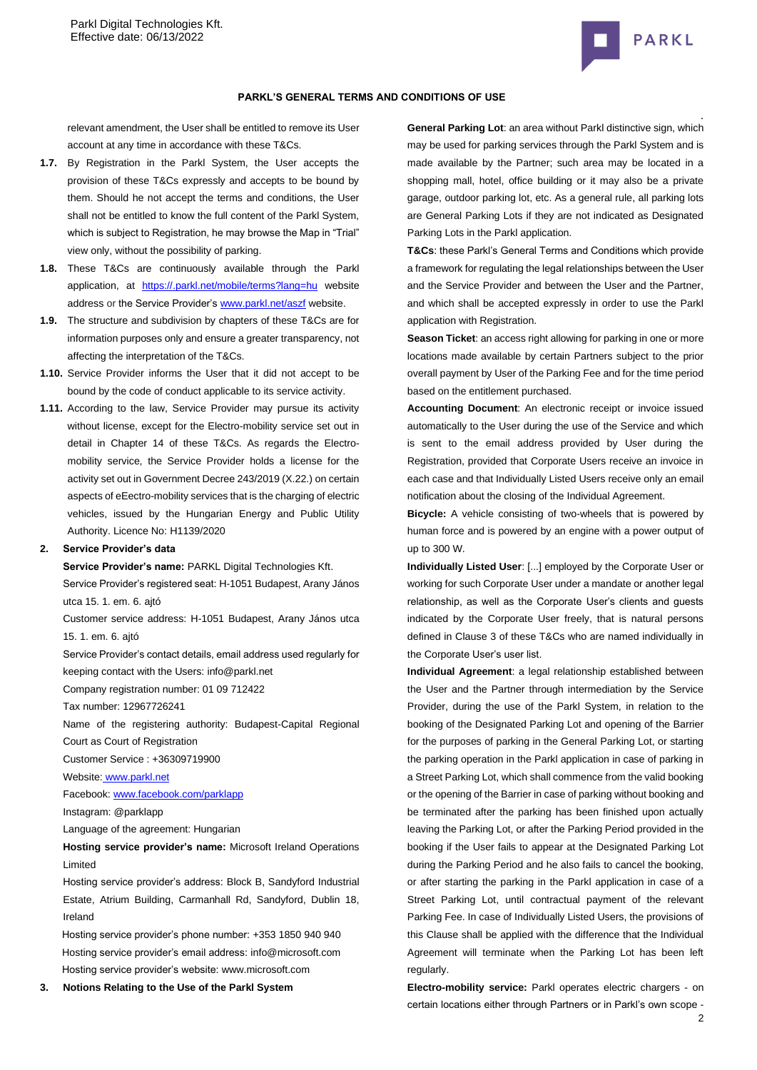relevant amendment, the User shall be entitled to remove its User account at any time in accordance with these T&Cs.

**1.7.** By Registration in the Parkl System, the User accepts the provision of these T&Cs expressly and accepts to be bound by them. Should he not accept the terms and conditions, the User shall not be entitled to know the full content of the Parkl System, which is subject to Registration, he may browse the Map in "Trial" view only, without the possibility of parking.

**1.8.** These T&Cs are continuously available through the Parkl application, at https://.parkl.net/mobile/terms?lang=hu website address or the Service Provider's www.parkl.net/aszf website.

**1.9.** The structure and subdivision by chapters of these T&Cs are for information purposes only and ensure a greater transparency, not affecting the interpretation of the T&Cs.

**1.10.** Service Provider informs the User that it did not accept to be bound by the code of conduct applicable to its service activity.

**1.11.** According to the law, Service Provider may pursue its activity without license, except for the Electro-mobility service set out in detail in Chapter 14 of these T&Cs. As regards the Electro-mobility service, the Service Provider holds a license for the activity set out in Government Decree 243/2019 (X.22.) on certain aspects of eEectro-mobility services that is the charging of electric vehicles, issued by the Hungarian Energy and Public Utility Authority. Licence No: H1139/2020

## 2. Service Provider's data

**Service Provider's name:** PARKL Digital Technologies Kft.

Service Provider's registered seat: H-1051 Budapest, Arany János utca 15. 1. em. 6. ajtó

Customer service address: H-1051 Budapest, Arany János utca 15. 1. em. 6. ajtó

Service Provider's contact details, email address used regularly for keeping contact with the Users: info@parkl.net

Company registration number: 01 09 712422

Tax number: 12967726241

Name of the registering authority: Budapest-Capital Regional Court as Court of Registration

Customer Service : +36309719900

Website: www.parkl.net

Facebook: www.facebook.com/parklapp

Instagram: @parklapp

Language of the agreement: Hungarian

**Hosting service provider's name:** Microsoft Ireland Operations Limited

Hosting service provider's address: Block B, Sandyford Industrial Estate, Atrium Building, Carmanhall Rd, Sandyford, Dublin 18, Ireland

Hosting service provider's phone number: +353 1850 940 940

Hosting service provider's email address: info@microsoft.com

Hosting service provider's website: www.microsoft.com

## 3. Notions Relating to the Use of the Parkl System

**General Parking Lot**: an area without Parkl distinctive sign, which may be used for parking services through the Parkl System and is made available by the Partner; such area may be located in a shopping mall, hotel, office building or it may also be a private garage, outdoor parking lot, etc. As a general rule, all parking lots are General Parking Lots if they are not indicated as Designated Parking Lots in the Parkl application.

**T&Cs**: these Parkl's General Terms and Conditions which provide a framework for regulating the legal relationships between the User and the Service Provider and between the User and the Partner, and which shall be accepted expressly in order to use the Parkl application with Registration.

**Season Ticket**: an access right allowing for parking in one or more locations made available by certain Partners subject to the prior overall payment by User of the Parking Fee and for the time period based on the entitlement purchased.

**Accounting Document**: An electronic receipt or invoice issued automatically to the User during the use of the Service and which is sent to the email address provided by User during the Registration, provided that Corporate Users receive an invoice in each case and that Individually Listed Users receive only an email notification about the closing of the Individual Agreement.

**Bicycle:** A vehicle consisting of two-wheels that is powered by human force and is powered by an engine with a power output of up to 300 W.

**Individually Listed User**: [...] employed by the Corporate User or working for such Corporate User under a mandate or another legal relationship, as well as the Corporate User's clients and guests indicated by the Corporate User freely, that is natural persons defined in Clause 3 of these T&Cs who are named individually in the Corporate User's user list.

**Individual Agreement**: a legal relationship established between the User and the Partner through intermediation by the Service Provider, during the use of the Parkl System, in relation to the booking of the Designated Parking Lot and opening of the Barrier for the purposes of parking in the General Parking Lot, or starting the parking operation in the Parkl application in case of parking in a Street Parking Lot, which shall commence from the valid booking or the opening of the Barrier in case of parking without booking and be terminated after the parking has been finished upon actually leaving the Parking Lot, or after the Parking Period provided in the booking if the User fails to appear at the Designated Parking Lot during the Parking Period and he also fails to cancel the booking, or after starting the parking in the Parkl application in case of a Street Parking Lot, until contractual payment of the relevant Parking Fee. In case of Individually Listed Users, the provisions of this Clause shall be applied with the difference that the Individual Agreement will terminate when the Parking Lot has been left regularly.

**Electro-mobility service:** Parkl operates electric chargers - on certain locations either through Partners or in Parkl's own scope -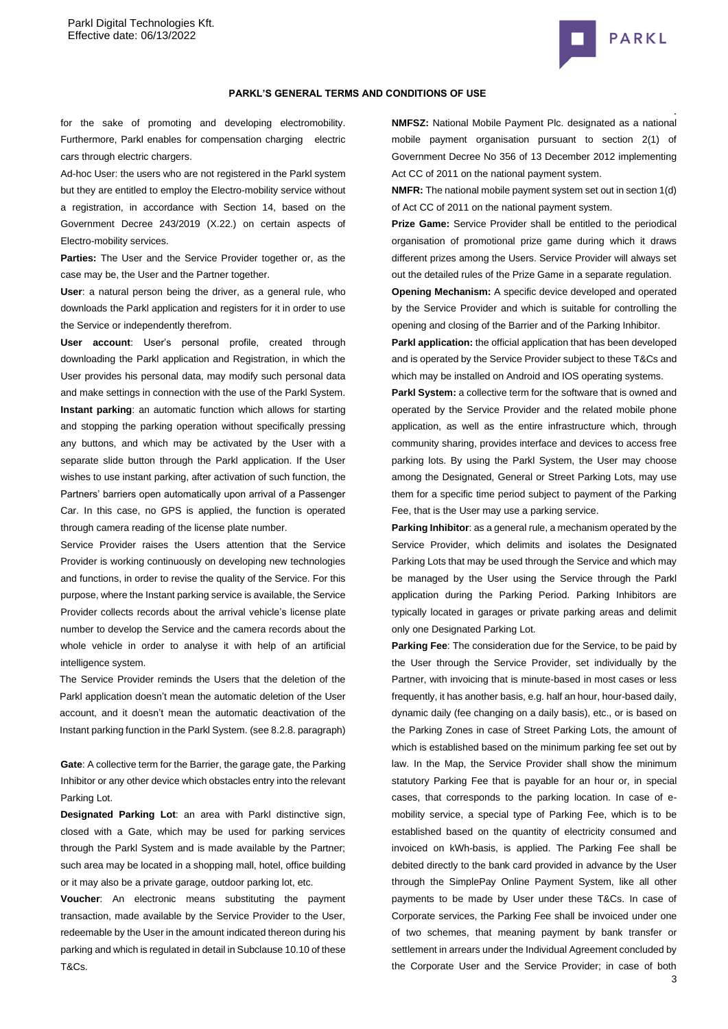for the sake of promoting and developing electromobility. Furthermore, Parkl enables for compensation charging electric cars through electric chargers.

Ad-hoc User: the users who are not registered in the Parkl system but they are entitled to employ the Electro-mobility service without a registration, in accordance with Section 14, based on the Government Decree 243/2019 (X.22.) on certain aspects of Electro-mobility services.

**Parties:** The User and the Service Provider together or, as the case may be, the User and the Partner together.

**User**: a natural person being the driver, as a general rule, who downloads the Parkl application and registers for it in order to use the Service or independently therefrom.

**User account**: User's personal profile, created through downloading the Parkl application and Registration, in which the User provides his personal data, may modify such personal data and make settings in connection with the use of the Parkl System.

**Instant parking**: an automatic function which allows for starting and stopping the parking operation without specifically pressing any buttons, and which may be activated by the User with a separate slide button through the Parkl application. If the User wishes to use instant parking, after activation of such function, the Partners' barriers open automatically upon arrival of a Passenger Car. In this case, no GPS is applied, the function is operated through camera reading of the license plate number.

Service Provider raises the Users attention that the Service Provider is working continuously on developing new technologies and functions, in order to revise the quality of the Service. For this purpose, where the Instant parking service is available, the Service Provider collects records about the arrival vehicle's license plate number to develop the Service and the camera records about the whole vehicle in order to analyse it with help of an artificial intelligence system.

The Service Provider reminds the Users that the deletion of the Parkl application doesn't mean the automatic deletion of the User account, and it doesn't mean the automatic deactivation of the Instant parking function in the Parkl System. (see 8.2.8. paragraph)

**Gate**: A collective term for the Barrier, the garage gate, the Parking Inhibitor or any other device which obstacles entry into the relevant Parking Lot.

**Designated Parking Lot**: an area with Parkl distinctive sign, closed with a Gate, which may be used for parking services through the Parkl System and is made available by the Partner; such area may be located in a shopping mall, hotel, office building or it may also be a private garage, outdoor parking lot, etc.

**Voucher**: An electronic means substituting the payment transaction, made available by the Service Provider to the User, redeemable by the User in the amount indicated thereon during his parking and which is regulated in detail in Subclause 10.10 of these T&Cs.

**NMFSZ:** National Mobile Payment Plc. designated as a national mobile payment organisation pursuant to section 2(1) of Government Decree No 356 of 13 December 2012 implementing Act CC of 2011 on the national payment system.

**NMFR:** The national mobile payment system set out in section 1(d) of Act CC of 2011 on the national payment system.

**Prize Game:** Service Provider shall be entitled to the periodical organisation of promotional prize game during which it draws different prizes among the Users. Service Provider will always set out the detailed rules of the Prize Game in a separate regulation.

**Opening Mechanism:** A specific device developed and operated by the Service Provider and which is suitable for controlling the opening and closing of the Barrier and of the Parking Inhibitor.

**Parkl application:** the official application that has been developed and is operated by the Service Provider subject to these T&Cs and which may be installed on Android and IOS operating systems.

**Parkl System:** a collective term for the software that is owned and operated by the Service Provider and the related mobile phone application, as well as the entire infrastructure which, through community sharing, provides interface and devices to access free parking lots. By using the Parkl System, the User may choose among the Designated, General or Street Parking Lots, may use them for a specific time period subject to payment of the Parking Fee, that is the User may use a parking service.

**Parking Inhibitor**: as a general rule, a mechanism operated by the Service Provider, which delimits and isolates the Designated Parking Lots that may be used through the Service and which may be managed by the User using the Service through the Parkl application during the Parking Period. Parking Inhibitors are typically located in garages or private parking areas and delimit only one Designated Parking Lot.

**Parking Fee**: The consideration due for the Service, to be paid by the User through the Service Provider, set individually by the Partner, with invoicing that is minute-based in most cases or less frequently, it has another basis, e.g. half an hour, hour-based daily, dynamic daily (fee changing on a daily basis), etc., or is based on the Parking Zones in case of Street Parking Lots, the amount of which is established based on the minimum parking fee set out by law. In the Map, the Service Provider shall show the minimum statutory Parking Fee that is payable for an hour or, in special cases, that corresponds to the parking location. In case of e-mobility service, a special type of Parking Fee, which is to be established based on the quantity of electricity consumed and invoiced on kWh-basis, is applied. The Parking Fee shall be debited directly to the bank card provided in advance by the User through the SimplePay Online Payment System, like all other payments to be made by User under these T&Cs. In case of Corporate services, the Parking Fee shall be invoiced under one of two schemes, that meaning payment by bank transfer or settlement in arrears under the Individual Agreement concluded by the Corporate User and the Service Provider; in case of both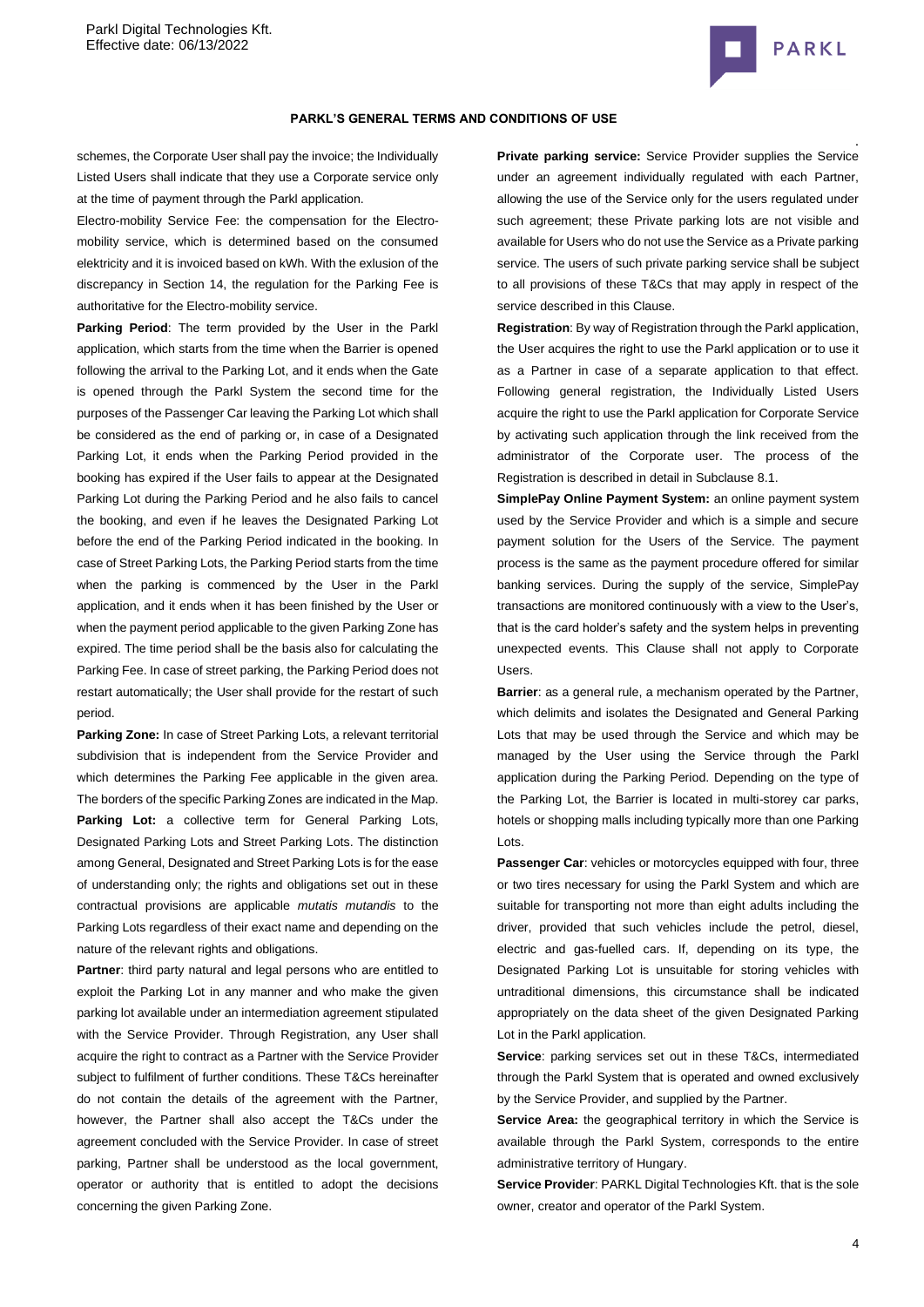schemes, the Corporate User shall pay the invoice; the Individually Listed Users shall indicate that they use a Corporate service only at the time of payment through the Parkl application.

Electro-mobility Service Fee: the compensation for the Electro-mobility service, which is determined based on the consumed elektricity and it is invoiced based on kWh. With the exlusion of the discrepancy in Section 14, the regulation for the Parking Fee is authoritative for the Electro-mobility service.

**Parking Period**: The term provided by the User in the Parkl application, which starts from the time when the Barrier is opened following the arrival to the Parking Lot, and it ends when the Gate is opened through the Parkl System the second time for the purposes of the Passenger Car leaving the Parking Lot which shall be considered as the end of parking or, in case of a Designated Parking Lot, it ends when the Parking Period provided in the booking has expired if the User fails to appear at the Designated Parking Lot during the Parking Period and he also fails to cancel the booking, and even if he leaves the Designated Parking Lot before the end of the Parking Period indicated in the booking. In case of Street Parking Lots, the Parking Period starts from the time when the parking is commenced by the User in the Parkl application, and it ends when it has been finished by the User or when the payment period applicable to the given Parking Zone has expired. The time period shall be the basis also for calculating the Parking Fee. In case of street parking, the Parking Period does not restart automatically; the User shall provide for the restart of such period.

**Parking Zone:** In case of Street Parking Lots, a relevant territorial subdivision that is independent from the Service Provider and which determines the Parking Fee applicable in the given area. The borders of the specific Parking Zones are indicated in the Map.

**Parking Lot:** a collective term for General Parking Lots, Designated Parking Lots and Street Parking Lots. The distinction among General, Designated and Street Parking Lots is for the ease of understanding only; the rights and obligations set out in these contractual provisions are applicable *mutatis mutandis* to the Parking Lots regardless of their exact name and depending on the nature of the relevant rights and obligations.

**Partner**: third party natural and legal persons who are entitled to exploit the Parking Lot in any manner and who make the given parking lot available under an intermediation agreement stipulated with the Service Provider. Through Registration, any User shall acquire the right to contract as a Partner with the Service Provider subject to fulfilment of further conditions. These T&Cs hereinafter do not contain the details of the agreement with the Partner, however, the Partner shall also accept the T&Cs under the agreement concluded with the Service Provider. In case of street parking, Partner shall be understood as the local government, operator or authority that is entitled to adopt the decisions concerning the given Parking Zone.

**Private parking service:** Service Provider supplies the Service under an agreement individually regulated with each Partner, allowing the use of the Service only for the users regulated under such agreement; these Private parking lots are not visible and available for Users who do not use the Service as a Private parking service. The users of such private parking service shall be subject to all provisions of these T&Cs that may apply in respect of the service described in this Clause.

**Registration**: By way of Registration through the Parkl application, the User acquires the right to use the Parkl application or to use it as a Partner in case of a separate application to that effect. Following general registration, the Individually Listed Users acquire the right to use the Parkl application for Corporate Service by activating such application through the link received from the administrator of the Corporate user. The process of the Registration is described in detail in Subclause 8.1.

**SimplePay Online Payment System:** an online payment system used by the Service Provider and which is a simple and secure payment solution for the Users of the Service. The payment process is the same as the payment procedure offered for similar banking services. During the supply of the service, SimplePay transactions are monitored continuously with a view to the User's, that is the card holder's safety and the system helps in preventing unexpected events. This Clause shall not apply to Corporate Users.

**Barrier**: as a general rule, a mechanism operated by the Partner, which delimits and isolates the Designated and General Parking Lots that may be used through the Service and which may be managed by the User using the Service through the Parkl application during the Parking Period. Depending on the type of the Parking Lot, the Barrier is located in multi-storey car parks, hotels or shopping malls including typically more than one Parking Lots.

**Passenger Car**: vehicles or motorcycles equipped with four, three or two tires necessary for using the Parkl System and which are suitable for transporting not more than eight adults including the driver, provided that such vehicles include the petrol, diesel, electric and gas-fuelled cars. If, depending on its type, the Designated Parking Lot is unsuitable for storing vehicles with untraditional dimensions, this circumstance shall be indicated appropriately on the data sheet of the given Designated Parking Lot in the Parkl application.

**Service**: parking services set out in these T&Cs, intermediated through the Parkl System that is operated and owned exclusively by the Service Provider, and supplied by the Partner.

**Service Area:** the geographical territory in which the Service is available through the Parkl System, corresponds to the entire administrative territory of Hungary.

**Service Provider**: PARKL Digital Technologies Kft. that is the sole owner, creator and operator of the Parkl System.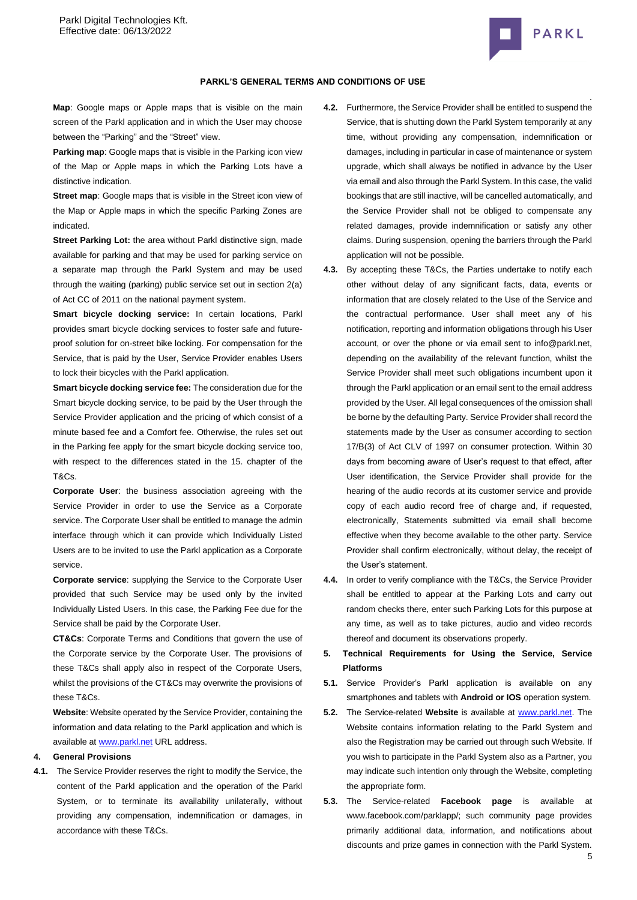**Map**: Google maps or Apple maps that is visible on the main screen of the Parkl application and in which the User may choose between the "Parking" and the "Street" view.

**Parking map**: Google maps that is visible in the Parking icon view of the Map or Apple maps in which the Parking Lots have a distinctive indication.

**Street map**: Google maps that is visible in the Street icon view of the Map or Apple maps in which the specific Parking Zones are indicated.

**Street Parking Lot:** the area without Parkl distinctive sign, made available for parking and that may be used for parking service on a separate map through the Parkl System and may be used through the waiting (parking) public service set out in section 2(a) of Act CC of 2011 on the national payment system.

**Smart bicycle docking service:** In certain locations, Parkl provides smart bicycle docking services to foster safe and future-proof solution for on-street bike locking. For compensation for the Service, that is paid by the User, Service Provider enables Users to lock their bicycles with the Parkl application.

**Smart bicycle docking service fee:** The consideration due for the Smart bicycle docking service, to be paid by the User through the Service Provider application and the pricing of which consist of a minute based fee and a Comfort fee. Otherwise, the rules set out in the Parking fee apply for the smart bicycle docking service too, with respect to the differences stated in the 15. chapter of the T&Cs.

**Corporate User**: the business association agreeing with the Service Provider in order to use the Service as a Corporate service. The Corporate User shall be entitled to manage the admin interface through which it can provide which Individually Listed Users are to be invited to use the Parkl application as a Corporate service.

**Corporate service**: supplying the Service to the Corporate User provided that such Service may be used only by the invited Individually Listed Users. In this case, the Parking Fee due for the Service shall be paid by the Corporate User.

**CT&Cs**: Corporate Terms and Conditions that govern the use of the Corporate service by the Corporate User. The provisions of these T&Cs shall apply also in respect of the Corporate Users, whilst the provisions of the CT&Cs may overwrite the provisions of these T&Cs.

**Website**: Website operated by the Service Provider, containing the information and data relating to the Parkl application and which is available at www.parkl.net URL address.

**4. General Provisions**

**4.1.** The Service Provider reserves the right to modify the Service, the content of the Parkl application and the operation of the Parkl System, or to terminate its availability unilaterally, without providing any compensation, indemnification or damages, in accordance with these T&Cs.

**4.2.** Furthermore, the Service Provider shall be entitled to suspend the Service, that is shutting down the Parkl System temporarily at any time, without providing any compensation, indemnification or damages, including in particular in case of maintenance or system upgrade, which shall always be notified in advance by the User via email and also through the Parkl System. In this case, the valid bookings that are still inactive, will be cancelled automatically, and the Service Provider shall not be obliged to compensate any related damages, provide indemnification or satisfy any other claims. During suspension, opening the barriers through the Parkl application will not be possible.

**4.3.** By accepting these T&Cs, the Parties undertake to notify each other without delay of any significant facts, data, events or information that are closely related to the Use of the Service and the contractual performance. User shall meet any of his notification, reporting and information obligations through his User account, or over the phone or via email sent to info@parkl.net, depending on the availability of the relevant function, whilst the Service Provider shall meet such obligations incumbent upon it through the Parkl application or an email sent to the email address provided by the User. All legal consequences of the omission shall be borne by the defaulting Party. Service Provider shall record the statements made by the User as consumer according to section 17/B(3) of Act CLV of 1997 on consumer protection. Within 30 days from becoming aware of User's request to that effect, after User identification, the Service Provider shall provide for the hearing of the audio records at its customer service and provide copy of each audio record free of charge and, if requested, electronically, Statements submitted via email shall become effective when they become available to the other party. Service Provider shall confirm electronically, without delay, the receipt of the User's statement.

**4.4.** In order to verify compliance with the T&Cs, the Service Provider shall be entitled to appear at the Parking Lots and carry out random checks there, enter such Parking Lots for this purpose at any time, as well as to take pictures, audio and video records thereof and document its observations properly.

**5. Technical Requirements for Using the Service, Service Platforms**

**5.1.** Service Provider's Parkl application is available on any smartphones and tablets with **Android or IOS** operation system.

**5.2.** The Service-related **Website** is available at www.parkl.net. The Website contains information relating to the Parkl System and also the Registration may be carried out through such Website. If you wish to participate in the Parkl System also as a Partner, you may indicate such intention only through the Website, completing the appropriate form.

**5.3.** The Service-related **Facebook page** is available at www.facebook.com/parklapp/; such community page provides primarily additional data, information, and notifications about discounts and prize games in connection with the Parkl System.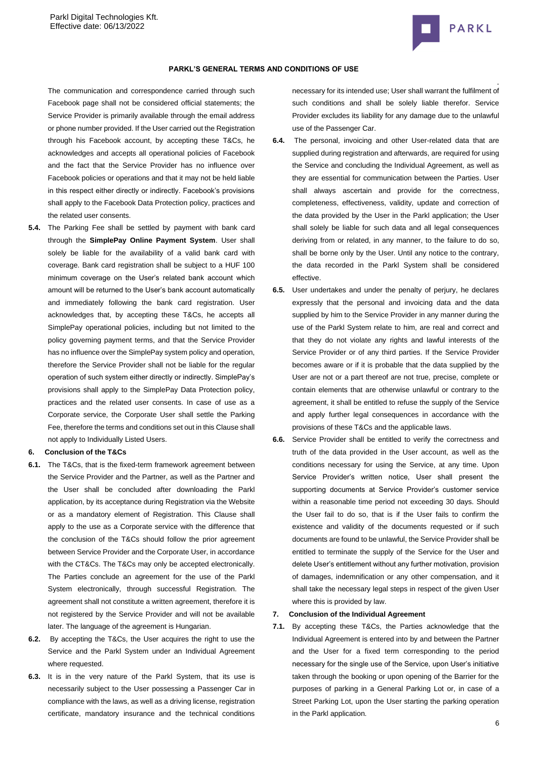The communication and correspondence carried through such Facebook page shall not be considered official statements; the Service Provider is primarily available through the email address or phone number provided. If the User carried out the Registration through his Facebook account, by accepting these T&Cs, he acknowledges and accepts all operational policies of Facebook and the fact that the Service Provider has no influence over Facebook policies or operations and that it may not be held liable in this respect either directly or indirectly. Facebook's provisions shall apply to the Facebook Data Protection policy, practices and the related user consents.

**5.4.** The Parking Fee shall be settled by payment with bank card through the **SimplePay Online Payment System**. User shall solely be liable for the availability of a valid bank card with coverage. Bank card registration shall be subject to a HUF 100 minimum coverage on the User's related bank account which amount will be returned to the User's bank account automatically and immediately following the bank card registration. User acknowledges that, by accepting these T&Cs, he accepts all SimplePay operational policies, including but not limited to the policy governing payment terms, and that the Service Provider has no influence over the SimplePay system policy and operation, therefore the Service Provider shall not be liable for the regular operation of such system either directly or indirectly. SimplePay's provisions shall apply to the SimplePay Data Protection policy, practices and the related user consents. In case of use as a Corporate service, the Corporate User shall settle the Parking Fee, therefore the terms and conditions set out in this Clause shall not apply to Individually Listed Users.

## 6. Conclusion of the T&Cs

**6.1.** The T&Cs, that is the fixed-term framework agreement between the Service Provider and the Partner, as well as the Partner and the User shall be concluded after downloading the Parkl application, by its acceptance during Registration via the Website or as a mandatory element of Registration. This Clause shall apply to the use as a Corporate service with the difference that the conclusion of the T&Cs should follow the prior agreement between Service Provider and the Corporate User, in accordance with the CT&Cs. The T&Cs may only be accepted electronically. The Parties conclude an agreement for the use of the Parkl System electronically, through successful Registration. The agreement shall not constitute a written agreement, therefore it is not registered by the Service Provider and will not be available later. The language of the agreement is Hungarian.

**6.2.** By accepting the T&Cs, the User acquires the right to use the Service and the Parkl System under an Individual Agreement where requested.

**6.3.** It is in the very nature of the Parkl System, that its use is necessarily subject to the User possessing a Passenger Car in compliance with the laws, as well as a driving license, registration certificate, mandatory insurance and the technical conditions necessary for its intended use; User shall warrant the fulfilment of such conditions and shall be solely liable therefor. Service Provider excludes its liability for any damage due to the unlawful use of the Passenger Car.

**6.4.** The personal, invoicing and other User-related data that are supplied during registration and afterwards, are required for using the Service and concluding the Individual Agreement, as well as they are essential for communication between the Parties. User shall always ascertain and provide for the correctness, completeness, effectiveness, validity, update and correction of the data provided by the User in the Parkl application; the User shall solely be liable for such data and all legal consequences deriving from or related, in any manner, to the failure to do so, shall be borne only by the User. Until any notice to the contrary, the data recorded in the Parkl System shall be considered effective.

**6.5.** User undertakes and under the penalty of perjury, he declares expressly that the personal and invoicing data and the data supplied by him to the Service Provider in any manner during the use of the Parkl System relate to him, are real and correct and that they do not violate any rights and lawful interests of the Service Provider or of any third parties. If the Service Provider becomes aware or if it is probable that the data supplied by the User are not or a part thereof are not true, precise, complete or contain elements that are otherwise unlawful or contrary to the agreement, it shall be entitled to refuse the supply of the Service and apply further legal consequences in accordance with the provisions of these T&Cs and the applicable laws.

**6.6.** Service Provider shall be entitled to verify the correctness and truth of the data provided in the User account, as well as the conditions necessary for using the Service, at any time. Upon Service Provider's written notice, User shall present the supporting documents at Service Provider's customer service within a reasonable time period not exceeding 30 days. Should the User fail to do so, that is if the User fails to confirm the existence and validity of the documents requested or if such documents are found to be unlawful, the Service Provider shall be entitled to terminate the supply of the Service for the User and delete User's entitlement without any further motivation, provision of damages, indemnification or any other compensation, and it shall take the necessary legal steps in respect of the given User where this is provided by law.

## 7. Conclusion of the Individual Agreement

**7.1.** By accepting these T&Cs, the Parties acknowledge that the Individual Agreement is entered into by and between the Partner and the User for a fixed term corresponding to the period necessary for the single use of the Service, upon User's initiative taken through the booking or upon opening of the Barrier for the purposes of parking in a General Parking Lot or, in case of a Street Parking Lot, upon the User starting the parking operation in the Parkl application.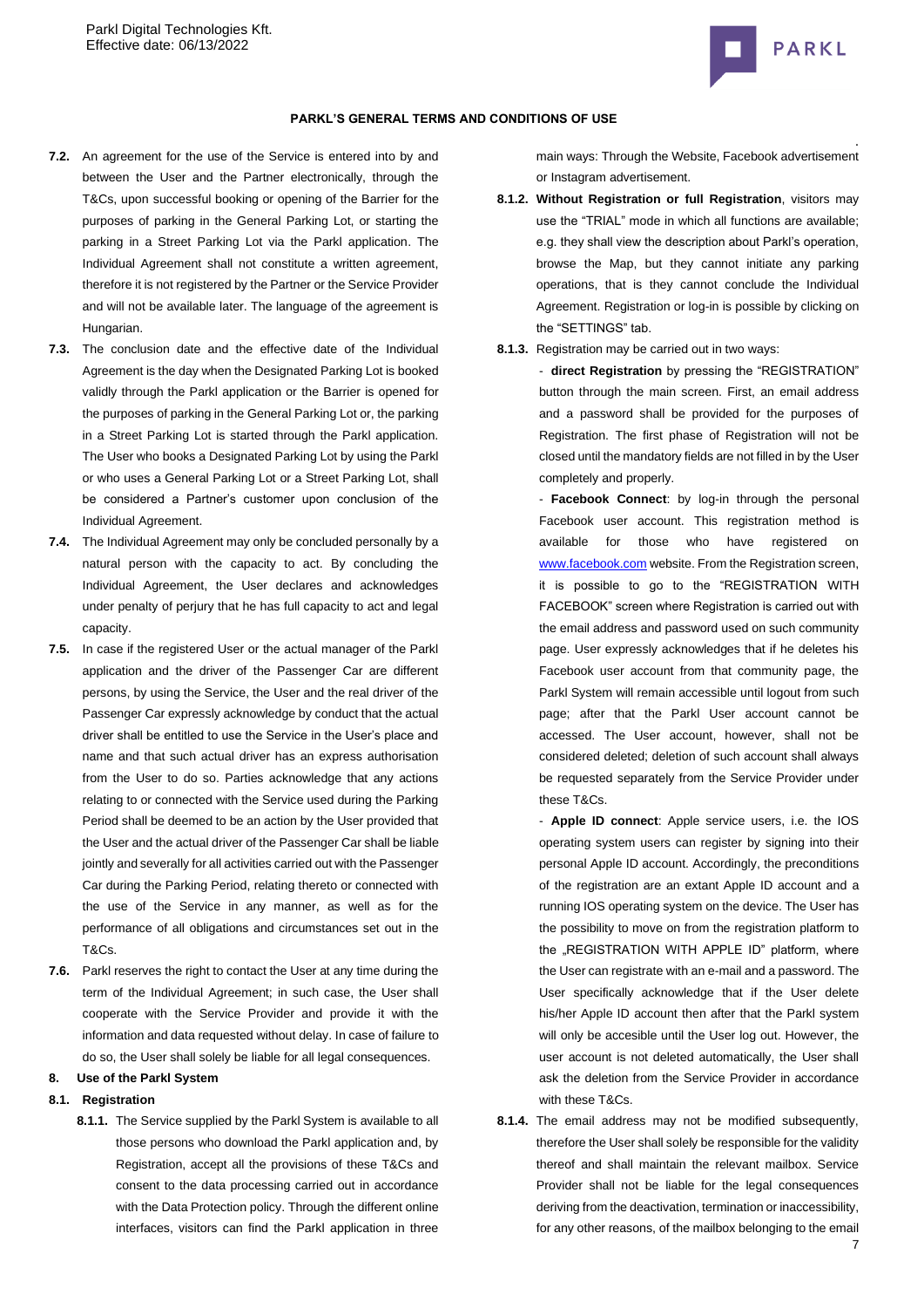**7.2.** An agreement for the use of the Service is entered into by and between the User and the Partner electronically, through the T&Cs, upon successful booking or opening of the Barrier for the purposes of parking in the General Parking Lot, or starting the parking in a Street Parking Lot via the Parkl application. The Individual Agreement shall not constitute a written agreement, therefore it is not registered by the Partner or the Service Provider and will not be available later. The language of the agreement is Hungarian.

**7.3.** The conclusion date and the effective date of the Individual Agreement is the day when the Designated Parking Lot is booked validly through the Parkl application or the Barrier is opened for the purposes of parking in the General Parking Lot or, the parking in a Street Parking Lot is started through the Parkl application. The User who books a Designated Parking Lot by using the Parkl or who uses a General Parking Lot or a Street Parking Lot, shall be considered a Partner's customer upon conclusion of the Individual Agreement.

**7.4.** The Individual Agreement may only be concluded personally by a natural person with the capacity to act. By concluding the Individual Agreement, the User declares and acknowledges under penalty of perjury that he has full capacity to act and legal capacity.

**7.5.** In case if the registered User or the actual manager of the Parkl application and the driver of the Passenger Car are different persons, by using the Service, the User and the real driver of the Passenger Car expressly acknowledge by conduct that the actual driver shall be entitled to use the Service in the User's place and name and that such actual driver has an express authorisation from the User to do so. Parties acknowledge that any actions relating to or connected with the Service used during the Parking Period shall be deemed to be an action by the User provided that the User and the actual driver of the Passenger Car shall be liable jointly and severally for all activities carried out with the Passenger Car during the Parking Period, relating thereto or connected with the use of the Service in any manner, as well as for the performance of all obligations and circumstances set out in the T&Cs.

**7.6.** Parkl reserves the right to contact the User at any time during the term of the Individual Agreement; in such case, the User shall cooperate with the Service Provider and provide it with the information and data requested without delay. In case of failure to do so, the User shall solely be liable for all legal consequences.

## 8. Use of the Parkl System

### 8.1. Registration

**8.1.1.** The Service supplied by the Parkl System is available to all those persons who download the Parkl application and, by Registration, accept all the provisions of these T&Cs and consent to the data processing carried out in accordance with the Data Protection policy. Through the different online interfaces, visitors can find the Parkl application in three main ways: Through the Website, Facebook advertisement or Instagram advertisement.

**8.1.2.** **Without Registration or full Registration**, visitors may use the "TRIAL" mode in which all functions are available; e.g. they shall view the description about Parkl's operation, browse the Map, but they cannot initiate any parking operations, that is they cannot conclude the Individual Agreement. Registration or log-in is possible by clicking on the "SETTINGS" tab.

**8.1.3.** Registration may be carried out in two ways:

- **direct Registration** by pressing the "REGISTRATION" button through the main screen. First, an email address and a password shall be provided for the purposes of Registration. The first phase of Registration will not be closed until the mandatory fields are not filled in by the User completely and properly.

- **Facebook Connect**: by log-in through the personal Facebook user account. This registration method is available for those who have registered on www.facebook.com website. From the Registration screen, it is possible to go to the "REGISTRATION WITH FACEBOOK" screen where Registration is carried out with the email address and password used on such community page. User expressly acknowledges that if he deletes his Facebook user account from that community page, the Parkl System will remain accessible until logout from such page; after that the Parkl User account cannot be accessed. The User account, however, shall not be considered deleted; deletion of such account shall always be requested separately from the Service Provider under these T&Cs.

- **Apple ID connect**: Apple service users, i.e. the IOS operating system users can register by signing into their personal Apple ID account. Accordingly, the preconditions of the registration are an extant Apple ID account and a running IOS operating system on the device. The User has the possibility to move on from the registration platform to the „REGISTRATION WITH APPLE ID" platform, where the User can registrate with an e-mail and a password. The User specifically acknowledge that if the User delete his/her Apple ID account then after that the Parkl system will only be accesible until the User log out. However, the user account is not deleted automatically, the User shall ask the deletion from the Service Provider in accordance with these T&Cs.

**8.1.4.** The email address may not be modified subsequently, therefore the User shall solely be responsible for the validity thereof and shall maintain the relevant mailbox. Service Provider shall not be liable for the legal consequences deriving from the deactivation, termination or inaccessibility, for any other reasons, of the mailbox belonging to the email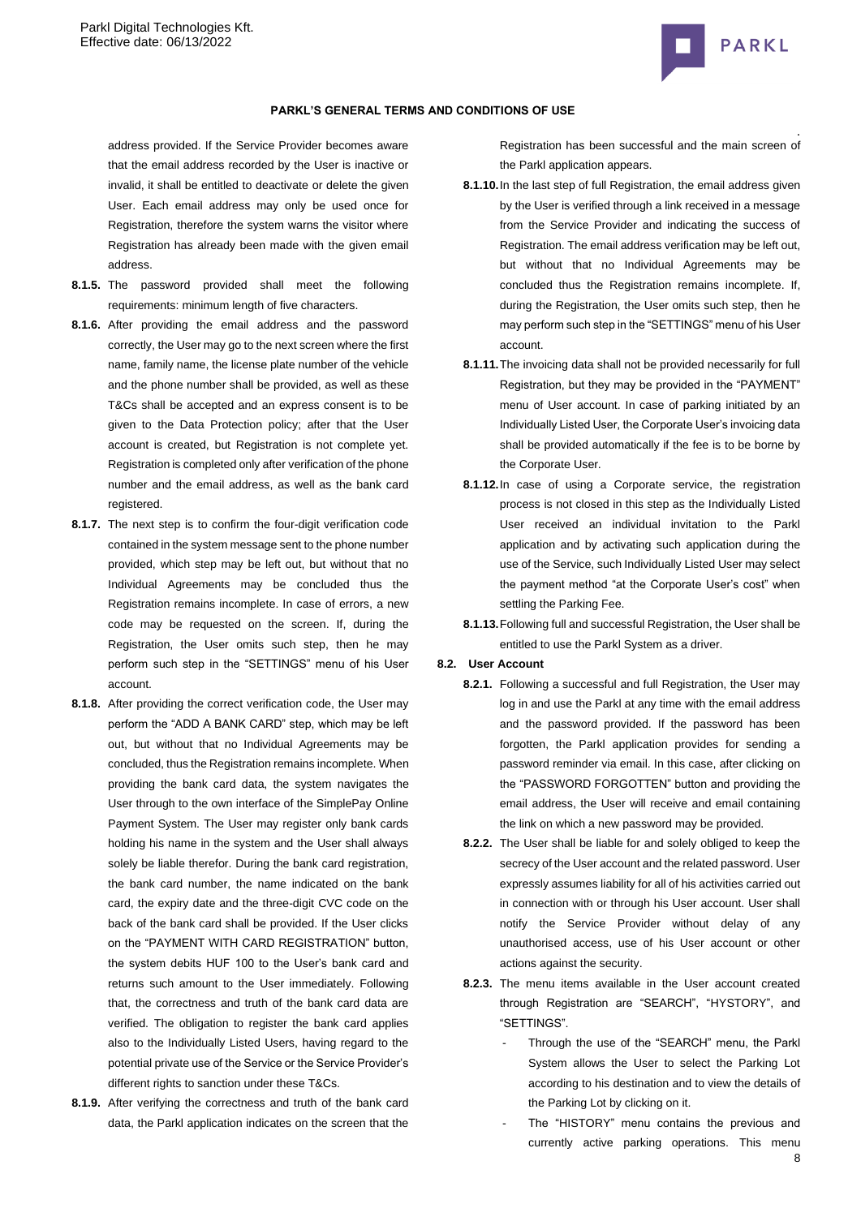address provided. If the Service Provider becomes aware that the email address recorded by the User is inactive or invalid, it shall be entitled to deactivate or delete the given User. Each email address may only be used once for Registration, therefore the system warns the visitor where Registration has already been made with the given email address.

**8.1.5.** The password provided shall meet the following requirements: minimum length of five characters.

**8.1.6.** After providing the email address and the password correctly, the User may go to the next screen where the first name, family name, the license plate number of the vehicle and the phone number shall be provided, as well as these T&Cs shall be accepted and an express consent is to be given to the Data Protection policy; after that the User account is created, but Registration is not complete yet. Registration is completed only after verification of the phone number and the email address, as well as the bank card registered.

**8.1.7.** The next step is to confirm the four-digit verification code contained in the system message sent to the phone number provided, which step may be left out, but without that no Individual Agreements may be concluded thus the Registration remains incomplete. In case of errors, a new code may be requested on the screen. If, during the Registration, the User omits such step, then he may perform such step in the "SETTINGS" menu of his User account.

**8.1.8.** After providing the correct verification code, the User may perform the "ADD A BANK CARD" step, which may be left out, but without that no Individual Agreements may be concluded, thus the Registration remains incomplete. When providing the bank card data, the system navigates the User through to the own interface of the SimplePay Online Payment System. The User may register only bank cards holding his name in the system and the User shall always solely be liable therefor. During the bank card registration, the bank card number, the name indicated on the bank card, the expiry date and the three-digit CVC code on the back of the bank card shall be provided. If the User clicks on the "PAYMENT WITH CARD REGISTRATION" button, the system debits HUF 100 to the User's bank card and returns such amount to the User immediately. Following that, the correctness and truth of the bank card data are verified. The obligation to register the bank card applies also to the Individually Listed Users, having regard to the potential private use of the Service or the Service Provider's different rights to sanction under these T&Cs.

**8.1.9.** After verifying the correctness and truth of the bank card data, the Parkl application indicates on the screen that the Registration has been successful and the main screen of the Parkl application appears.

**8.1.10.** In the last step of full Registration, the email address given by the User is verified through a link received in a message from the Service Provider and indicating the success of Registration. The email address verification may be left out, but without that no Individual Agreements may be concluded thus the Registration remains incomplete. If, during the Registration, the User omits such step, then he may perform such step in the "SETTINGS" menu of his User account.

**8.1.11.** The invoicing data shall not be provided necessarily for full Registration, but they may be provided in the "PAYMENT" menu of User account. In case of parking initiated by an Individually Listed User, the Corporate User's invoicing data shall be provided automatically if the fee is to be borne by the Corporate User.

**8.1.12.** In case of using a Corporate service, the registration process is not closed in this step as the Individually Listed User received an individual invitation to the Parkl application and by activating such application during the use of the Service, such Individually Listed User may select the payment method "at the Corporate User's cost" when settling the Parking Fee.

**8.1.13.** Following full and successful Registration, the User shall be entitled to use the Parkl System as a driver.

**8.2. User Account**

**8.2.1.** Following a successful and full Registration, the User may log in and use the Parkl at any time with the email address and the password provided. If the password has been forgotten, the Parkl application provides for sending a password reminder via email. In this case, after clicking on the "PASSWORD FORGOTTEN" button and providing the email address, the User will receive and email containing the link on which a new password may be provided.

**8.2.2.** The User shall be liable for and solely obliged to keep the secrecy of the User account and the related password. User expressly assumes liability for all of his activities carried out in connection with or through his User account. User shall notify the Service Provider without delay of any unauthorised access, use of his User account or other actions against the security.

**8.2.3.** The menu items available in the User account created through Registration are "SEARCH", "HYSTORY", and "SETTINGS".

- Through the use of the "SEARCH" menu, the Parkl System allows the User to select the Parking Lot according to his destination and to view the details of the Parking Lot by clicking on it.
- The "HISTORY" menu contains the previous and currently active parking operations. This menu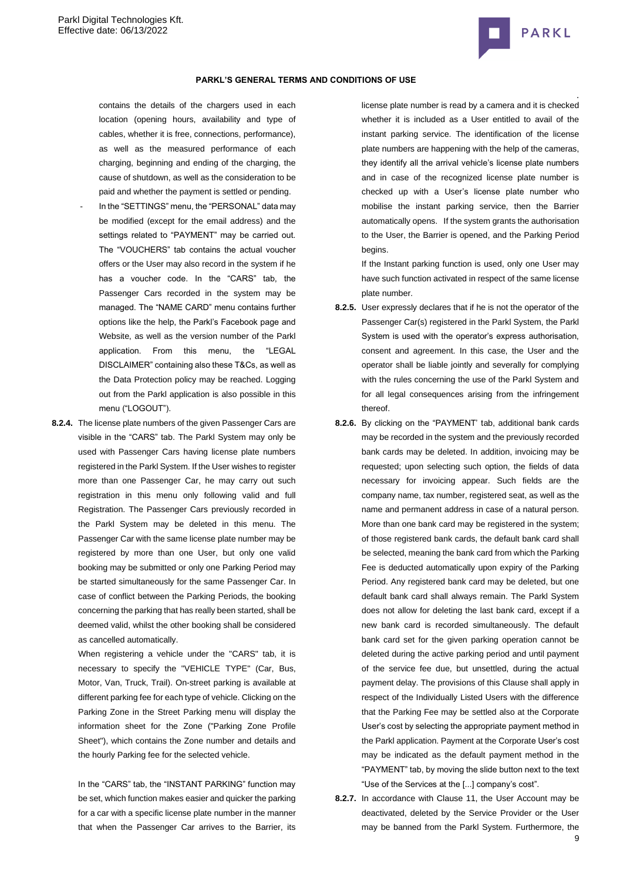contains the details of the chargers used in each location (opening hours, availability and type of cables, whether it is free, connections, performance), as well as the measured performance of each charging, beginning and ending of the charging, the cause of shutdown, as well as the consideration to be paid and whether the payment is settled or pending.

- In the "SETTINGS" menu, the "PERSONAL" data may be modified (except for the email address) and the settings related to "PAYMENT" may be carried out. The "VOUCHERS" tab contains the actual voucher offers or the User may also record in the system if he has a voucher code. In the "CARS" tab, the Passenger Cars recorded in the system may be managed. The "NAME CARD" menu contains further options like the help, the Parkl's Facebook page and Website, as well as the version number of the Parkl application. From this menu, the "LEGAL DISCLAIMER" containing also these T&Cs, as well as the Data Protection policy may be reached. Logging out from the Parkl application is also possible in this menu ("LOGOUT").

**8.2.4.** The license plate numbers of the given Passenger Cars are visible in the "CARS" tab. The Parkl System may only be used with Passenger Cars having license plate numbers registered in the Parkl System. If the User wishes to register more than one Passenger Car, he may carry out such registration in this menu only following valid and full Registration. The Passenger Cars previously recorded in the Parkl System may be deleted in this menu. The Passenger Car with the same license plate number may be registered by more than one User, but only one valid booking may be submitted or only one Parking Period may be started simultaneously for the same Passenger Car. In case of conflict between the Parking Periods, the booking concerning the parking that has really been started, shall be deemed valid, whilst the other booking shall be considered as cancelled automatically.

When registering a vehicle under the "CARS" tab, it is necessary to specify the "VEHICLE TYPE" (Car, Bus, Motor, Van, Truck, Trail). On-street parking is available at different parking fee for each type of vehicle. Clicking on the Parking Zone in the Street Parking menu will display the information sheet for the Zone ("Parking Zone Profile Sheet"), which contains the Zone number and details and the hourly Parking fee for the selected vehicle.

In the "CARS" tab, the "INSTANT PARKING" function may be set, which function makes easier and quicker the parking for a car with a specific license plate number in the manner that when the Passenger Car arrives to the Barrier, its license plate number is read by a camera and it is checked whether it is included as a User entitled to avail of the instant parking service. The identification of the license plate numbers are happening with the help of the cameras, they identify all the arrival vehicle's license plate numbers and in case of the recognized license plate number is checked up with a User's license plate number who mobilise the instant parking service, then the Barrier automatically opens. If the system grants the authorisation to the User, the Barrier is opened, and the Parking Period begins.

If the Instant parking function is used, only one User may have such function activated in respect of the same license plate number.

**8.2.5.** User expressly declares that if he is not the operator of the Passenger Car(s) registered in the Parkl System, the Parkl System is used with the operator's express authorisation, consent and agreement. In this case, the User and the operator shall be liable jointly and severally for complying with the rules concerning the use of the Parkl System and for all legal consequences arising from the infringement thereof.

**8.2.6.** By clicking on the "PAYMENT' tab, additional bank cards may be recorded in the system and the previously recorded bank cards may be deleted. In addition, invoicing may be requested; upon selecting such option, the fields of data necessary for invoicing appear. Such fields are the company name, tax number, registered seat, as well as the name and permanent address in case of a natural person. More than one bank card may be registered in the system; of those registered bank cards, the default bank card shall be selected, meaning the bank card from which the Parking Fee is deducted automatically upon expiry of the Parking Period. Any registered bank card may be deleted, but one default bank card shall always remain. The Parkl System does not allow for deleting the last bank card, except if a new bank card is recorded simultaneously. The default bank card set for the given parking operation cannot be deleted during the active parking period and until payment of the service fee due, but unsettled, during the actual payment delay. The provisions of this Clause shall apply in respect of the Individually Listed Users with the difference that the Parking Fee may be settled also at the Corporate User's cost by selecting the appropriate payment method in the Parkl application. Payment at the Corporate User's cost may be indicated as the default payment method in the "PAYMENT" tab, by moving the slide button next to the text "Use of the Services at the [...] company's cost".

**8.2.7.** In accordance with Clause 11, the User Account may be deactivated, deleted by the Service Provider or the User may be banned from the Parkl System. Furthermore, the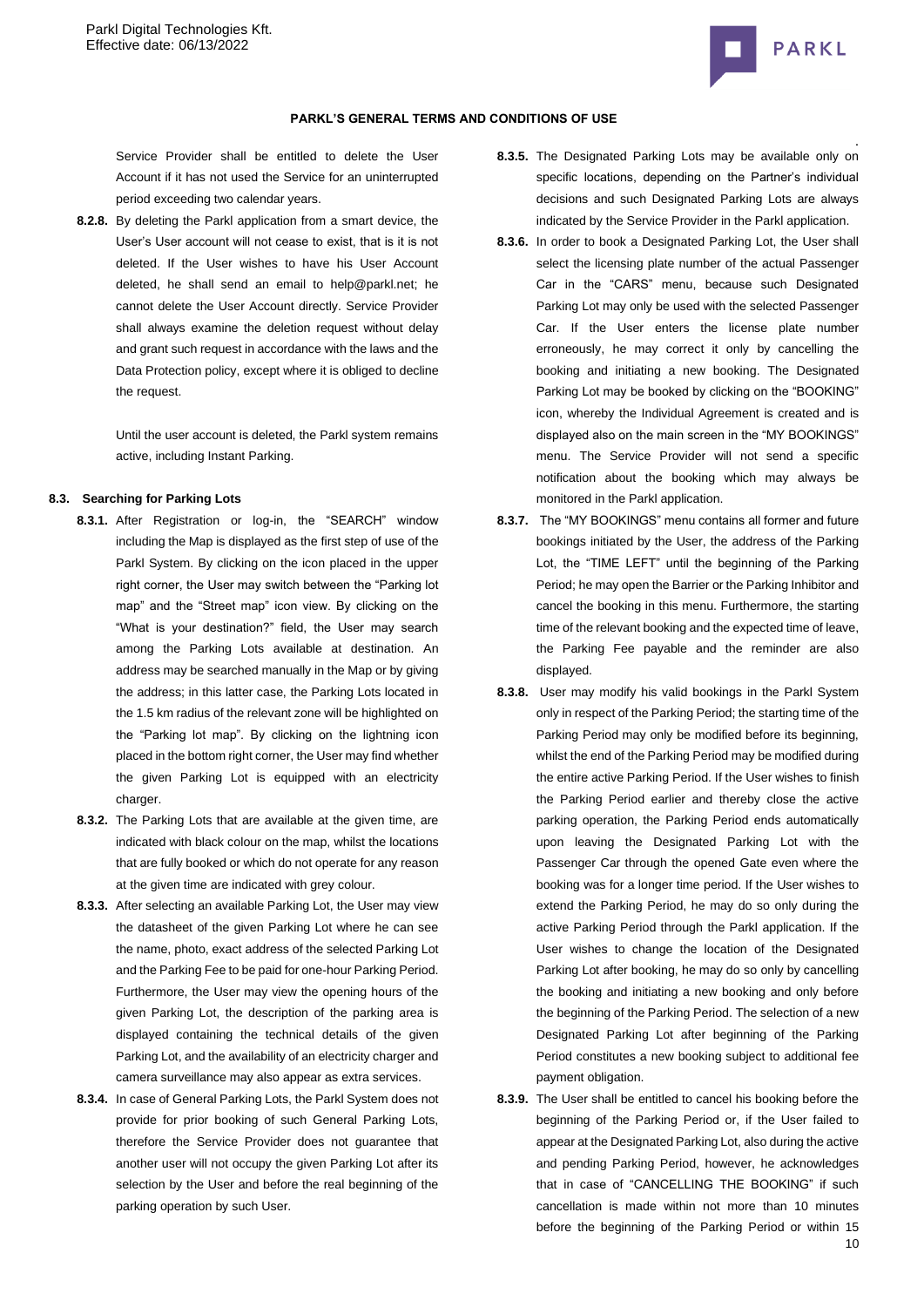Service Provider shall be entitled to delete the User Account if it has not used the Service for an uninterrupted period exceeding two calendar years.

**8.2.8.** By deleting the Parkl application from a smart device, the User's User account will not cease to exist, that is it is not deleted. If the User wishes to have his User Account deleted, he shall send an email to help@parkl.net; he cannot delete the User Account directly. Service Provider shall always examine the deletion request without delay and grant such request in accordance with the laws and the Data Protection policy, except where it is obliged to decline the request.

Until the user account is deleted, the Parkl system remains active, including Instant Parking.

**8.3. Searching for Parking Lots**

**8.3.1.** After Registration or log-in, the "SEARCH" window including the Map is displayed as the first step of use of the Parkl System. By clicking on the icon placed in the upper right corner, the User may switch between the "Parking lot map" and the "Street map" icon view. By clicking on the "What is your destination?" field, the User may search among the Parking Lots available at destination. An address may be searched manually in the Map or by giving the address; in this latter case, the Parking Lots located in the 1.5 km radius of the relevant zone will be highlighted on the "Parking lot map". By clicking on the lightning icon placed in the bottom right corner, the User may find whether the given Parking Lot is equipped with an electricity charger.

**8.3.2.** The Parking Lots that are available at the given time, are indicated with black colour on the map, whilst the locations that are fully booked or which do not operate for any reason at the given time are indicated with grey colour.

**8.3.3.** After selecting an available Parking Lot, the User may view the datasheet of the given Parking Lot where he can see the name, photo, exact address of the selected Parking Lot and the Parking Fee to be paid for one-hour Parking Period. Furthermore, the User may view the opening hours of the given Parking Lot, the description of the parking area is displayed containing the technical details of the given Parking Lot, and the availability of an electricity charger and camera surveillance may also appear as extra services.

**8.3.4.** In case of General Parking Lots, the Parkl System does not provide for prior booking of such General Parking Lots, therefore the Service Provider does not guarantee that another user will not occupy the given Parking Lot after its selection by the User and before the real beginning of the parking operation by such User.

**8.3.5.** The Designated Parking Lots may be available only on specific locations, depending on the Partner's individual decisions and such Designated Parking Lots are always indicated by the Service Provider in the Parkl application.

**8.3.6.** In order to book a Designated Parking Lot, the User shall select the licensing plate number of the actual Passenger Car in the "CARS" menu, because such Designated Parking Lot may only be used with the selected Passenger Car. If the User enters the license plate number erroneously, he may correct it only by cancelling the booking and initiating a new booking. The Designated Parking Lot may be booked by clicking on the "BOOKING" icon, whereby the Individual Agreement is created and is displayed also on the main screen in the "MY BOOKINGS" menu. The Service Provider will not send a specific notification about the booking which may always be monitored in the Parkl application.

**8.3.7.** The "MY BOOKINGS" menu contains all former and future bookings initiated by the User, the address of the Parking Lot, the "TIME LEFT" until the beginning of the Parking Period; he may open the Barrier or the Parking Inhibitor and cancel the booking in this menu. Furthermore, the starting time of the relevant booking and the expected time of leave, the Parking Fee payable and the reminder are also displayed.

**8.3.8.** User may modify his valid bookings in the Parkl System only in respect of the Parking Period; the starting time of the Parking Period may only be modified before its beginning, whilst the end of the Parking Period may be modified during the entire active Parking Period. If the User wishes to finish the Parking Period earlier and thereby close the active parking operation, the Parking Period ends automatically upon leaving the Designated Parking Lot with the Passenger Car through the opened Gate even where the booking was for a longer time period. If the User wishes to extend the Parking Period, he may do so only during the active Parking Period through the Parkl application. If the User wishes to change the location of the Designated Parking Lot after booking, he may do so only by cancelling the booking and initiating a new booking and only before the beginning of the Parking Period. The selection of a new Designated Parking Lot after beginning of the Parking Period constitutes a new booking subject to additional fee payment obligation.

**8.3.9.** The User shall be entitled to cancel his booking before the beginning of the Parking Period or, if the User failed to appear at the Designated Parking Lot, also during the active and pending Parking Period, however, he acknowledges that in case of "CANCELLING THE BOOKING" if such cancellation is made within not more than 10 minutes before the beginning of the Parking Period or within 15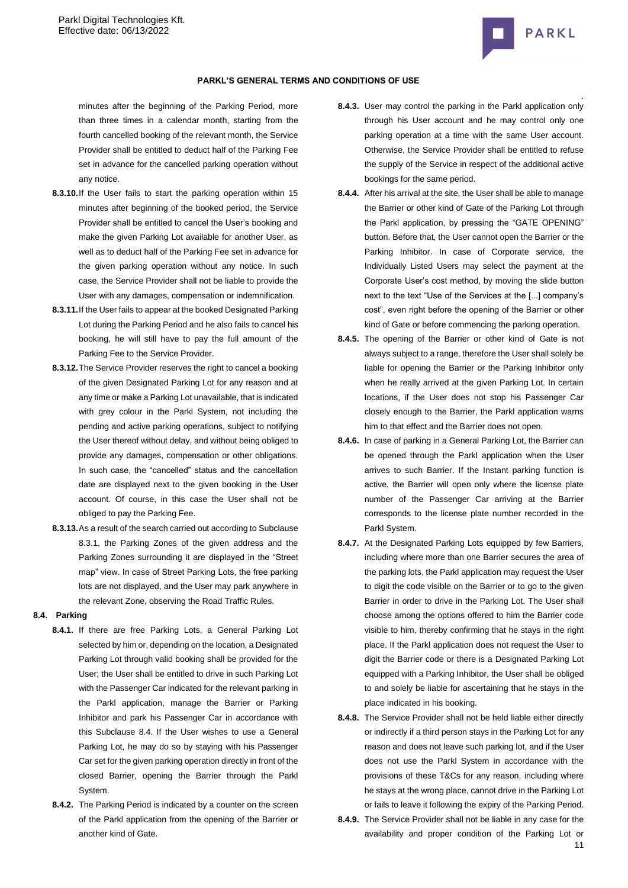minutes after the beginning of the Parking Period, more than three times in a calendar month, starting from the fourth cancelled booking of the relevant month, the Service Provider shall be entitled to deduct half of the Parking Fee set in advance for the cancelled parking operation without any notice.

**8.3.10.** If the User fails to start the parking operation within 15 minutes after beginning of the booked period, the Service Provider shall be entitled to cancel the User's booking and make the given Parking Lot available for another User, as well as to deduct half of the Parking Fee set in advance for the given parking operation without any notice. In such case, the Service Provider shall not be liable to provide the User with any damages, compensation or indemnification.

**8.3.11.** If the User fails to appear at the booked Designated Parking Lot during the Parking Period and he also fails to cancel his booking, he will still have to pay the full amount of the Parking Fee to the Service Provider.

**8.3.12.** The Service Provider reserves the right to cancel a booking of the given Designated Parking Lot for any reason and at any time or make a Parking Lot unavailable, that is indicated with grey colour in the Parkl System, not including the pending and active parking operations, subject to notifying the User thereof without delay, and without being obliged to provide any damages, compensation or other obligations. In such case, the "cancelled" status and the cancellation date are displayed next to the given booking in the User account. Of course, in this case the User shall not be obliged to pay the Parking Fee.

**8.3.13.** As a result of the search carried out according to Subclause 8.3.1, the Parking Zones of the given address and the Parking Zones surrounding it are displayed in the "Street map" view. In case of Street Parking Lots, the free parking lots are not displayed, and the User may park anywhere in the relevant Zone, observing the Road Traffic Rules.

### 8.4. Parking

**8.4.1.** If there are free Parking Lots, a General Parking Lot selected by him or, depending on the location, a Designated Parking Lot through valid booking shall be provided for the User; the User shall be entitled to drive in such Parking Lot with the Passenger Car indicated for the relevant parking in the Parkl application, manage the Barrier or Parking Inhibitor and park his Passenger Car in accordance with this Subclause 8.4. If the User wishes to use a General Parking Lot, he may do so by staying with his Passenger Car set for the given parking operation directly in front of the closed Barrier, opening the Barrier through the Parkl System.

**8.4.2.** The Parking Period is indicated by a counter on the screen of the Parkl application from the opening of the Barrier or another kind of Gate.

**8.4.3.** User may control the parking in the Parkl application only through his User account and he may control only one parking operation at a time with the same User account. Otherwise, the Service Provider shall be entitled to refuse the supply of the Service in respect of the additional active bookings for the same period.

**8.4.4.** After his arrival at the site, the User shall be able to manage the Barrier or other kind of Gate of the Parking Lot through the Parkl application, by pressing the "GATE OPENING" button. Before that, the User cannot open the Barrier or the Parking Inhibitor. In case of Corporate service, the Individually Listed Users may select the payment at the Corporate User's cost method, by moving the slide button next to the text "Use of the Services at the [...] company's cost", even right before the opening of the Barrier or other kind of Gate or before commencing the parking operation.

**8.4.5.** The opening of the Barrier or other kind of Gate is not always subject to a range, therefore the User shall solely be liable for opening the Barrier or the Parking Inhibitor only when he really arrived at the given Parking Lot. In certain locations, if the User does not stop his Passenger Car closely enough to the Barrier, the Parkl application warns him to that effect and the Barrier does not open.

**8.4.6.** In case of parking in a General Parking Lot, the Barrier can be opened through the Parkl application when the User arrives to such Barrier. If the Instant parking function is active, the Barrier will open only where the license plate number of the Passenger Car arriving at the Barrier corresponds to the license plate number recorded in the Parkl System.

**8.4.7.** At the Designated Parking Lots equipped by few Barriers, including where more than one Barrier secures the area of the parking lots, the Parkl application may request the User to digit the code visible on the Barrier or to go to the given Barrier in order to drive in the Parking Lot. The User shall choose among the options offered to him the Barrier code visible to him, thereby confirming that he stays in the right place. If the Parkl application does not request the User to digit the Barrier code or there is a Designated Parking Lot equipped with a Parking Inhibitor, the User shall be obliged to and solely be liable for ascertaining that he stays in the place indicated in his booking.

**8.4.8.** The Service Provider shall not be held liable either directly or indirectly if a third person stays in the Parking Lot for any reason and does not leave such parking lot, and if the User does not use the Parkl System in accordance with the provisions of these T&Cs for any reason, including where he stays at the wrong place, cannot drive in the Parking Lot or fails to leave it following the expiry of the Parking Period.

**8.4.9.** The Service Provider shall not be liable in any case for the availability and proper condition of the Parking Lot or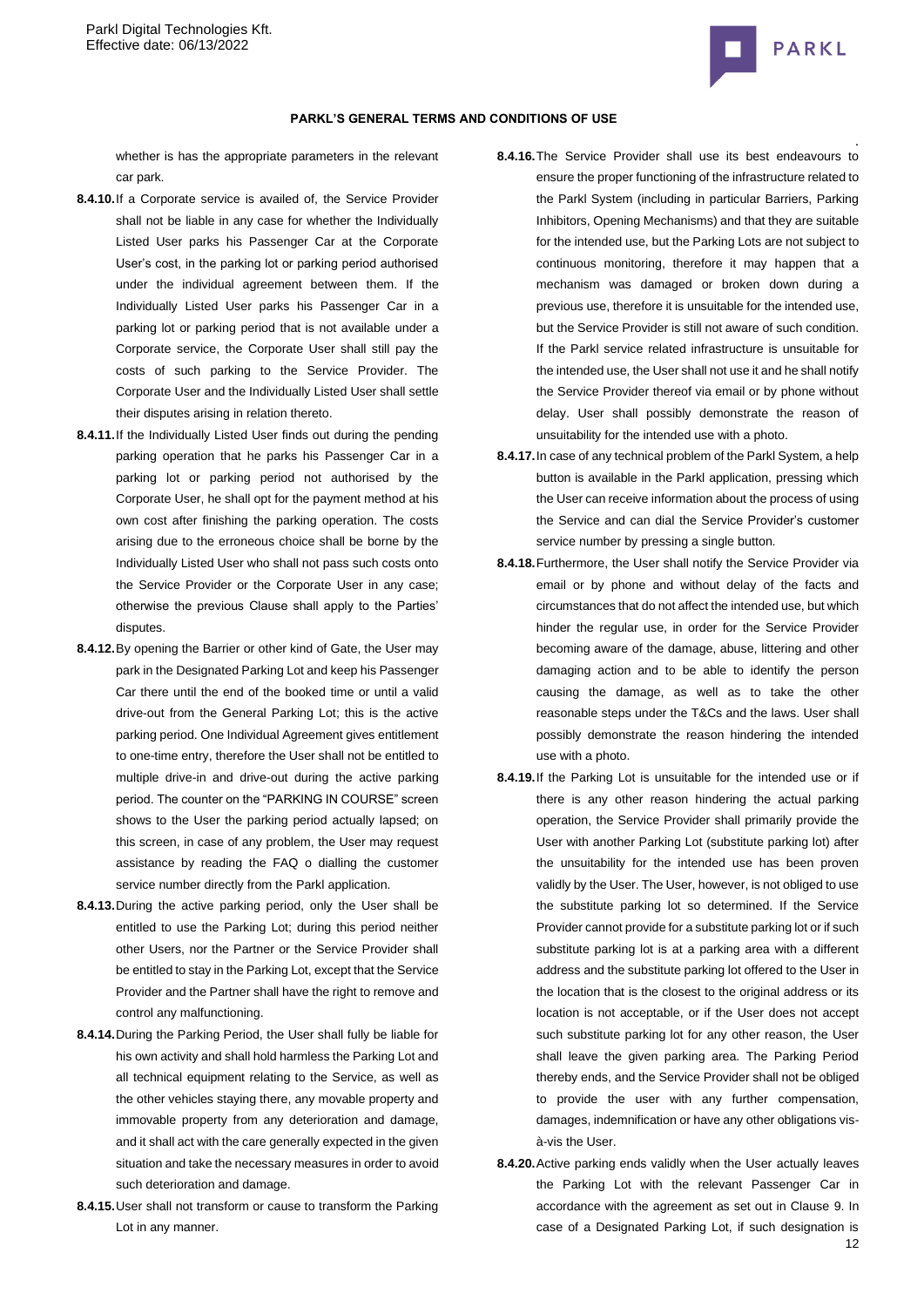whether is has the appropriate parameters in the relevant car park.

**8.4.10.** If a Corporate service is availed of, the Service Provider shall not be liable in any case for whether the Individually Listed User parks his Passenger Car at the Corporate User's cost, in the parking lot or parking period authorised under the individual agreement between them. If the Individually Listed User parks his Passenger Car in a parking lot or parking period that is not available under a Corporate service, the Corporate User shall still pay the costs of such parking to the Service Provider. The Corporate User and the Individually Listed User shall settle their disputes arising in relation thereto.

**8.4.11.** If the Individually Listed User finds out during the pending parking operation that he parks his Passenger Car in a parking lot or parking period not authorised by the Corporate User, he shall opt for the payment method at his own cost after finishing the parking operation. The costs arising due to the erroneous choice shall be borne by the Individually Listed User who shall not pass such costs onto the Service Provider or the Corporate User in any case; otherwise the previous Clause shall apply to the Parties' disputes.

**8.4.12.** By opening the Barrier or other kind of Gate, the User may park in the Designated Parking Lot and keep his Passenger Car there until the end of the booked time or until a valid drive-out from the General Parking Lot; this is the active parking period. One Individual Agreement gives entitlement to one-time entry, therefore the User shall not be entitled to multiple drive-in and drive-out during the active parking period. The counter on the "PARKING IN COURSE" screen shows to the User the parking period actually lapsed; on this screen, in case of any problem, the User may request assistance by reading the FAQ o dialling the customer service number directly from the Parkl application.

**8.4.13.** During the active parking period, only the User shall be entitled to use the Parking Lot; during this period neither other Users, nor the Partner or the Service Provider shall be entitled to stay in the Parking Lot, except that the Service Provider and the Partner shall have the right to remove and control any malfunctioning.

**8.4.14.** During the Parking Period, the User shall fully be liable for his own activity and shall hold harmless the Parking Lot and all technical equipment relating to the Service, as well as the other vehicles staying there, any movable property and immovable property from any deterioration and damage, and it shall act with the care generally expected in the given situation and take the necessary measures in order to avoid such deterioration and damage.

**8.4.15.** User shall not transform or cause to transform the Parking Lot in any manner.

**8.4.16.** The Service Provider shall use its best endeavours to ensure the proper functioning of the infrastructure related to the Parkl System (including in particular Barriers, Parking Inhibitors, Opening Mechanisms) and that they are suitable for the intended use, but the Parking Lots are not subject to continuous monitoring, therefore it may happen that a mechanism was damaged or broken down during a previous use, therefore it is unsuitable for the intended use, but the Service Provider is still not aware of such condition. If the Parkl service related infrastructure is unsuitable for the intended use, the User shall not use it and he shall notify the Service Provider thereof via email or by phone without delay. User shall possibly demonstrate the reason of unsuitability for the intended use with a photo.

**8.4.17.** In case of any technical problem of the Parkl System, a help button is available in the Parkl application, pressing which the User can receive information about the process of using the Service and can dial the Service Provider's customer service number by pressing a single button.

**8.4.18.** Furthermore, the User shall notify the Service Provider via email or by phone and without delay of the facts and circumstances that do not affect the intended use, but which hinder the regular use, in order for the Service Provider becoming aware of the damage, abuse, littering and other damaging action and to be able to identify the person causing the damage, as well as to take the other reasonable steps under the T&Cs and the laws. User shall possibly demonstrate the reason hindering the intended use with a photo.

**8.4.19.** If the Parking Lot is unsuitable for the intended use or if there is any other reason hindering the actual parking operation, the Service Provider shall primarily provide the User with another Parking Lot (substitute parking lot) after the unsuitability for the intended use has been proven validly by the User. The User, however, is not obliged to use the substitute parking lot so determined. If the Service Provider cannot provide for a substitute parking lot or if such substitute parking lot is at a parking area with a different address and the substitute parking lot offered to the User in the location that is the closest to the original address or its location is not acceptable, or if the User does not accept such substitute parking lot for any other reason, the User shall leave the given parking area. The Parking Period thereby ends, and the Service Provider shall not be obliged to provide the user with any further compensation, damages, indemnification or have any other obligations vis-à-vis the User.

**8.4.20.** Active parking ends validly when the User actually leaves the Parking Lot with the relevant Passenger Car in accordance with the agreement as set out in Clause 9. In case of a Designated Parking Lot, if such designation is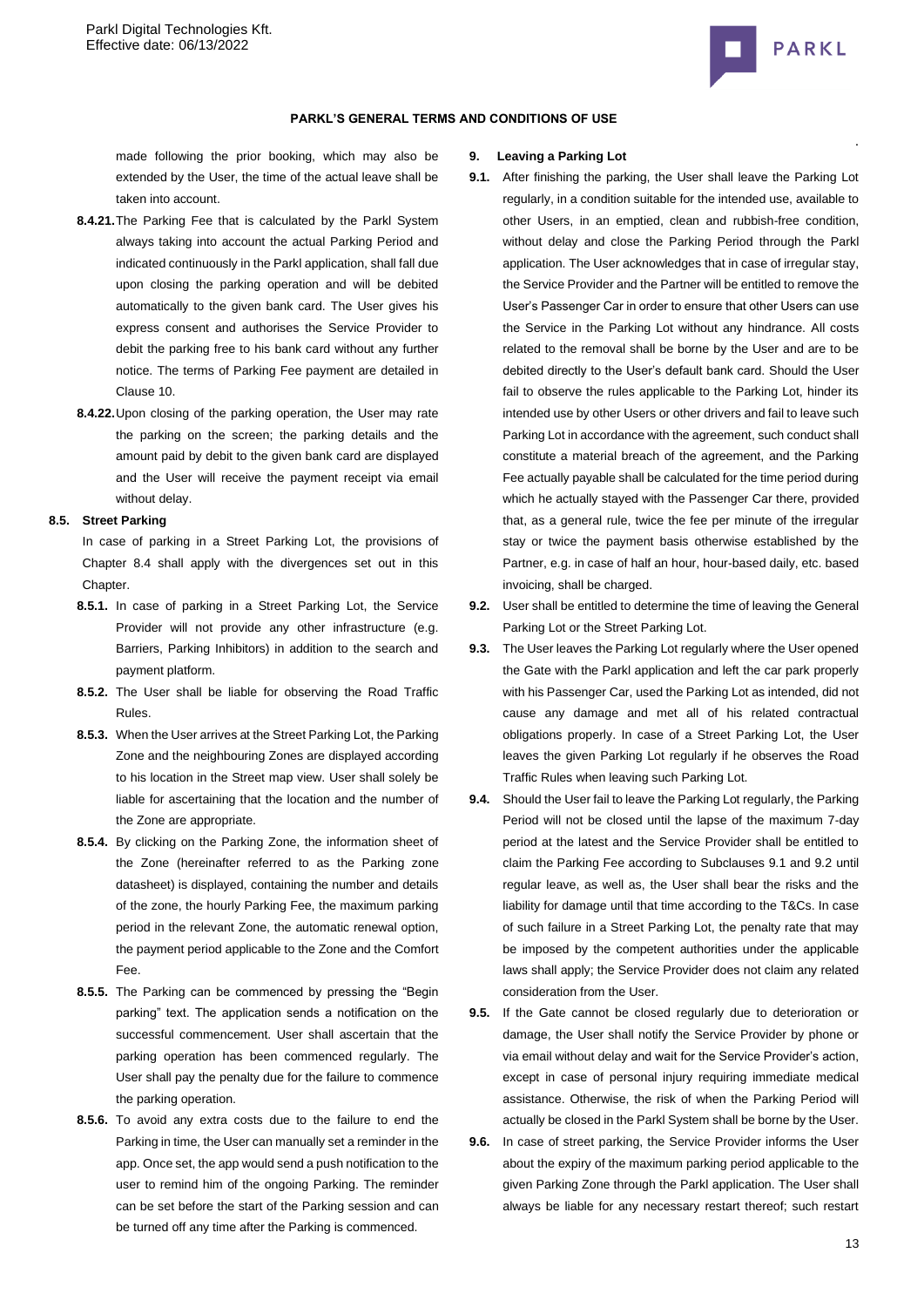made following the prior booking, which may also be extended by the User, the time of the actual leave shall be taken into account.

**8.4.21.** The Parking Fee that is calculated by the Parkl System always taking into account the actual Parking Period and indicated continuously in the Parkl application, shall fall due upon closing the parking operation and will be debited automatically to the given bank card. The User gives his express consent and authorises the Service Provider to debit the parking free to his bank card without any further notice. The terms of Parking Fee payment are detailed in Clause 10.

**8.4.22.** Upon closing of the parking operation, the User may rate the parking on the screen; the parking details and the amount paid by debit to the given bank card are displayed and the User will receive the payment receipt via email without delay.

### 8.5. Street Parking

In case of parking in a Street Parking Lot, the provisions of Chapter 8.4 shall apply with the divergences set out in this Chapter.

**8.5.1.** In case of parking in a Street Parking Lot, the Service Provider will not provide any other infrastructure (e.g. Barriers, Parking Inhibitors) in addition to the search and payment platform.

**8.5.2.** The User shall be liable for observing the Road Traffic Rules.

**8.5.3.** When the User arrives at the Street Parking Lot, the Parking Zone and the neighbouring Zones are displayed according to his location in the Street map view. User shall solely be liable for ascertaining that the location and the number of the Zone are appropriate.

**8.5.4.** By clicking on the Parking Zone, the information sheet of the Zone (hereinafter referred to as the Parking zone datasheet) is displayed, containing the number and details of the zone, the hourly Parking Fee, the maximum parking period in the relevant Zone, the automatic renewal option, the payment period applicable to the Zone and the Comfort Fee.

**8.5.5.** The Parking can be commenced by pressing the "Begin parking" text. The application sends a notification on the successful commencement. User shall ascertain that the parking operation has been commenced regularly. The User shall pay the penalty due for the failure to commence the parking operation.

**8.5.6.** To avoid any extra costs due to the failure to end the Parking in time, the User can manually set a reminder in the app. Once set, the app would send a push notification to the user to remind him of the ongoing Parking. The reminder can be set before the start of the Parking session and can be turned off any time after the Parking is commenced.

## 9. Leaving a Parking Lot

**9.1.** After finishing the parking, the User shall leave the Parking Lot regularly, in a condition suitable for the intended use, available to other Users, in an emptied, clean and rubbish-free condition, without delay and close the Parking Period through the Parkl application. The User acknowledges that in case of irregular stay, the Service Provider and the Partner will be entitled to remove the User's Passenger Car in order to ensure that other Users can use the Service in the Parking Lot without any hindrance. All costs related to the removal shall be borne by the User and are to be debited directly to the User's default bank card. Should the User fail to observe the rules applicable to the Parking Lot, hinder its intended use by other Users or other drivers and fail to leave such Parking Lot in accordance with the agreement, such conduct shall constitute a material breach of the agreement, and the Parking Fee actually payable shall be calculated for the time period during which he actually stayed with the Passenger Car there, provided that, as a general rule, twice the fee per minute of the irregular stay or twice the payment basis otherwise established by the Partner, e.g. in case of half an hour, hour-based daily, etc. based invoicing, shall be charged.

**9.2.** User shall be entitled to determine the time of leaving the General Parking Lot or the Street Parking Lot.

**9.3.** The User leaves the Parking Lot regularly where the User opened the Gate with the Parkl application and left the car park properly with his Passenger Car, used the Parking Lot as intended, did not cause any damage and met all of his related contractual obligations properly. In case of a Street Parking Lot, the User leaves the given Parking Lot regularly if he observes the Road Traffic Rules when leaving such Parking Lot.

**9.4.** Should the User fail to leave the Parking Lot regularly, the Parking Period will not be closed until the lapse of the maximum 7-day period at the latest and the Service Provider shall be entitled to claim the Parking Fee according to Subclauses 9.1 and 9.2 until regular leave, as well as, the User shall bear the risks and the liability for damage until that time according to the T&Cs. In case of such failure in a Street Parking Lot, the penalty rate that may be imposed by the competent authorities under the applicable laws shall apply; the Service Provider does not claim any related consideration from the User.

**9.5.** If the Gate cannot be closed regularly due to deterioration or damage, the User shall notify the Service Provider by phone or via email without delay and wait for the Service Provider's action, except in case of personal injury requiring immediate medical assistance. Otherwise, the risk of when the Parking Period will actually be closed in the Parkl System shall be borne by the User.

**9.6.** In case of street parking, the Service Provider informs the User about the expiry of the maximum parking period applicable to the given Parking Zone through the Parkl application. The User shall always be liable for any necessary restart thereof; such restart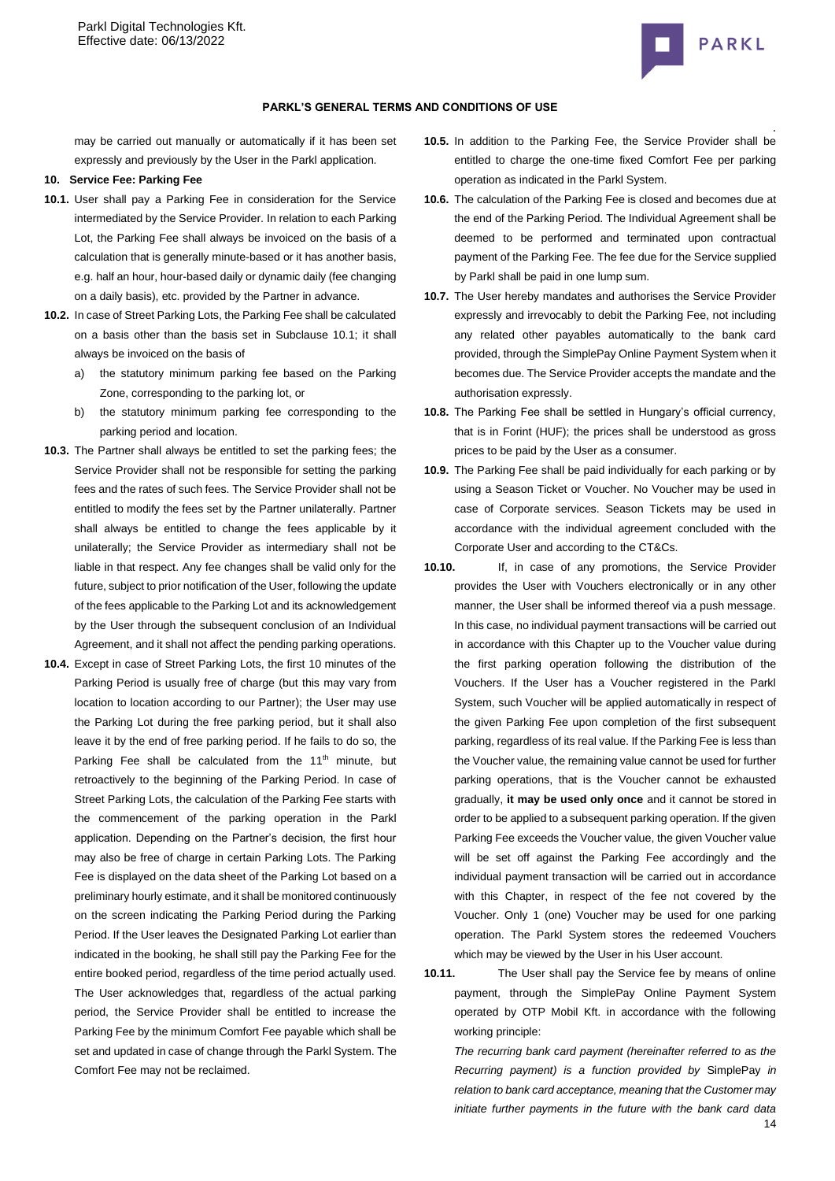may be carried out manually or automatically if it has been set expressly and previously by the User in the Parkl application.

**10. Service Fee: Parking Fee**

**10.1.** User shall pay a Parking Fee in consideration for the Service intermediated by the Service Provider. In relation to each Parking Lot, the Parking Fee shall always be invoiced on the basis of a calculation that is generally minute-based or it has another basis, e.g. half an hour, hour-based daily or dynamic daily (fee changing on a daily basis), etc. provided by the Partner in advance.

**10.2.** In case of Street Parking Lots, the Parking Fee shall be calculated on a basis other than the basis set in Subclause 10.1; it shall always be invoiced on the basis of

a) the statutory minimum parking fee based on the Parking Zone, corresponding to the parking lot, or

b) the statutory minimum parking fee corresponding to the parking period and location.

**10.3.** The Partner shall always be entitled to set the parking fees; the Service Provider shall not be responsible for setting the parking fees and the rates of such fees. The Service Provider shall not be entitled to modify the fees set by the Partner unilaterally. Partner shall always be entitled to change the fees applicable by it unilaterally; the Service Provider as intermediary shall not be liable in that respect. Any fee changes shall be valid only for the future, subject to prior notification of the User, following the update of the fees applicable to the Parking Lot and its acknowledgement by the User through the subsequent conclusion of an Individual Agreement, and it shall not affect the pending parking operations.

**10.4.** Except in case of Street Parking Lots, the first 10 minutes of the Parking Period is usually free of charge (but this may vary from location to location according to our Partner); the User may use the Parking Lot during the free parking period, but it shall also leave it by the end of free parking period. If he fails to do so, the Parking Fee shall be calculated from the 11th minute, but retroactively to the beginning of the Parking Period. In case of Street Parking Lots, the calculation of the Parking Fee starts with the commencement of the parking operation in the Parkl application. Depending on the Partner's decision, the first hour may also be free of charge in certain Parking Lots. The Parking Fee is displayed on the data sheet of the Parking Lot based on a preliminary hourly estimate, and it shall be monitored continuously on the screen indicating the Parking Period during the Parking Period. If the User leaves the Designated Parking Lot earlier than indicated in the booking, he shall still pay the Parking Fee for the entire booked period, regardless of the time period actually used. The User acknowledges that, regardless of the actual parking period, the Service Provider shall be entitled to increase the Parking Fee by the minimum Comfort Fee payable which shall be set and updated in case of change through the Parkl System. The Comfort Fee may not be reclaimed.

**10.5.** In addition to the Parking Fee, the Service Provider shall be entitled to charge the one-time fixed Comfort Fee per parking operation as indicated in the Parkl System.

**10.6.** The calculation of the Parking Fee is closed and becomes due at the end of the Parking Period. The Individual Agreement shall be deemed to be performed and terminated upon contractual payment of the Parking Fee. The fee due for the Service supplied by Parkl shall be paid in one lump sum.

**10.7.** The User hereby mandates and authorises the Service Provider expressly and irrevocably to debit the Parking Fee, not including any related other payables automatically to the bank card provided, through the SimplePay Online Payment System when it becomes due. The Service Provider accepts the mandate and the authorisation expressly.

**10.8.** The Parking Fee shall be settled in Hungary's official currency, that is in Forint (HUF); the prices shall be understood as gross prices to be paid by the User as a consumer.

**10.9.** The Parking Fee shall be paid individually for each parking or by using a Season Ticket or Voucher. No Voucher may be used in case of Corporate services. Season Tickets may be used in accordance with the individual agreement concluded with the Corporate User and according to the CT&Cs.

**10.10.** If, in case of any promotions, the Service Provider provides the User with Vouchers electronically or in any other manner, the User shall be informed thereof via a push message. In this case, no individual payment transactions will be carried out in accordance with this Chapter up to the Voucher value during the first parking operation following the distribution of the Vouchers. If the User has a Voucher registered in the Parkl System, such Voucher will be applied automatically in respect of the given Parking Fee upon completion of the first subsequent parking, regardless of its real value. If the Parking Fee is less than the Voucher value, the remaining value cannot be used for further parking operations, that is the Voucher cannot be exhausted gradually, **it may be used only once** and it cannot be stored in order to be applied to a subsequent parking operation. If the given Parking Fee exceeds the Voucher value, the given Voucher value will be set off against the Parking Fee accordingly and the individual payment transaction will be carried out in accordance with this Chapter, in respect of the fee not covered by the Voucher. Only 1 (one) Voucher may be used for one parking operation. The Parkl System stores the redeemed Vouchers which may be viewed by the User in his User account.

**10.11.** The User shall pay the Service fee by means of online payment, through the SimplePay Online Payment System operated by OTP Mobil Kft. in accordance with the following working principle:

*The recurring bank card payment (hereinafter referred to as the Recurring payment) is a function provided by* SimplePay *in relation to bank card acceptance, meaning that the Customer may initiate further payments in the future with the bank card data*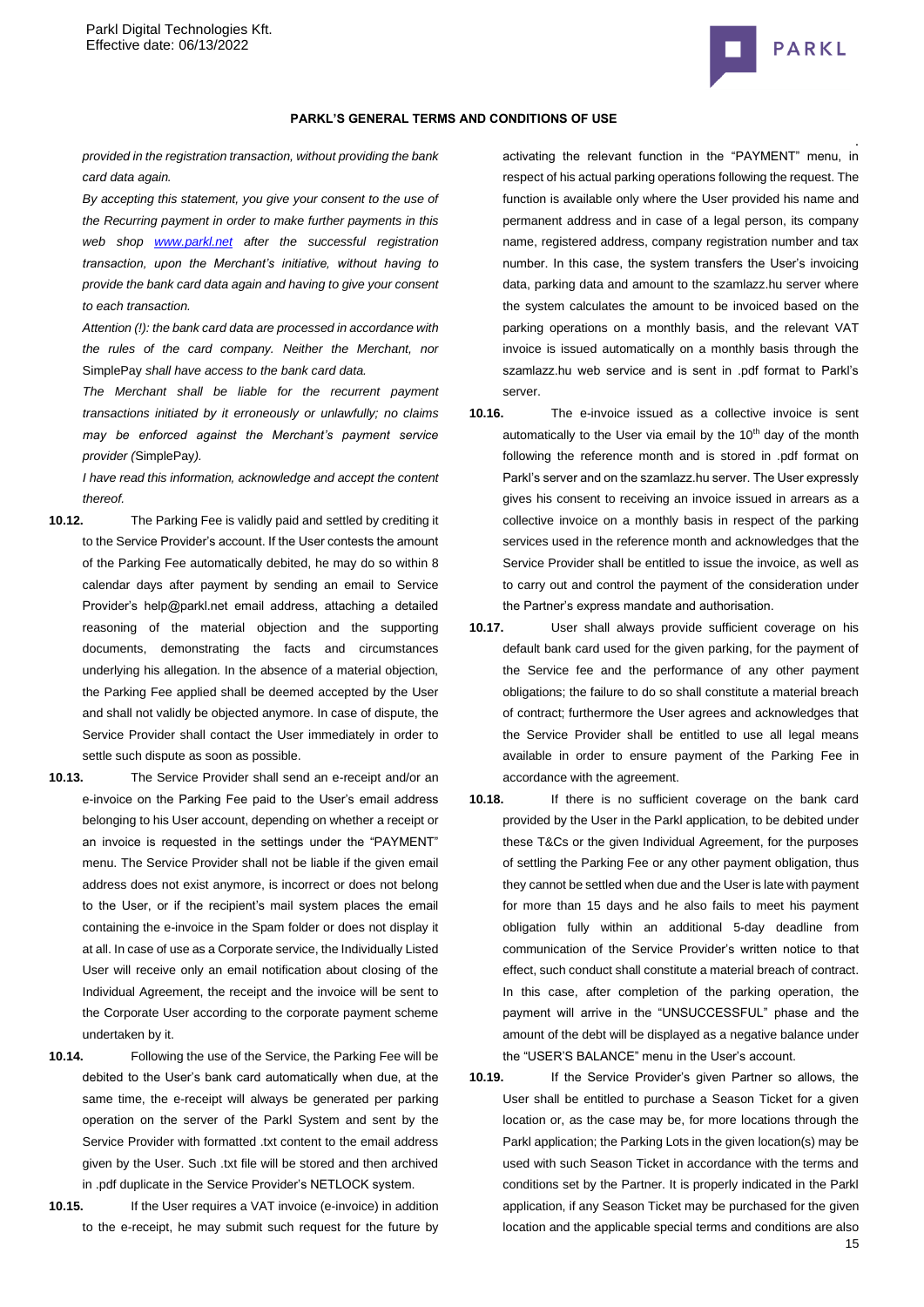*provided in the registration transaction, without providing the bank card data again.*

*By accepting this statement, you give your consent to the use of the Recurring payment in order to make further payments in this web shop [www.parkl.net](www.parkl.net) after the successful registration transaction, upon the Merchant's initiative, without having to provide the bank card data again and having to give your consent to each transaction.*

*Attention (!): the bank card data are processed in accordance with the rules of the card company. Neither the Merchant, nor* SimplePay *shall have access to the bank card data.*

*The Merchant shall be liable for the recurrent payment transactions initiated by it erroneously or unlawfully; no claims may be enforced against the Merchant's payment service provider (*SimplePay*).*

*I have read this information, acknowledge and accept the content thereof.*

**10.12.** The Parking Fee is validly paid and settled by crediting it to the Service Provider's account. If the User contests the amount of the Parking Fee automatically debited, he may do so within 8 calendar days after payment by sending an email to Service Provider's help@parkl.net email address, attaching a detailed reasoning of the material objection and the supporting documents, demonstrating the facts and circumstances underlying his allegation. In the absence of a material objection, the Parking Fee applied shall be deemed accepted by the User and shall not validly be objected anymore. In case of dispute, the Service Provider shall contact the User immediately in order to settle such dispute as soon as possible.

**10.13.** The Service Provider shall send an e-receipt and/or an e-invoice on the Parking Fee paid to the User's email address belonging to his User account, depending on whether a receipt or an invoice is requested in the settings under the "PAYMENT" menu. The Service Provider shall not be liable if the given email address does not exist anymore, is incorrect or does not belong to the User, or if the recipient's mail system places the email containing the e-invoice in the Spam folder or does not display it at all. In case of use as a Corporate service, the Individually Listed User will receive only an email notification about closing of the Individual Agreement, the receipt and the invoice will be sent to the Corporate User according to the corporate payment scheme undertaken by it.

**10.14.** Following the use of the Service, the Parking Fee will be debited to the User's bank card automatically when due, at the same time, the e-receipt will always be generated per parking operation on the server of the Parkl System and sent by the Service Provider with formatted .txt content to the email address given by the User. Such .txt file will be stored and then archived in .pdf duplicate in the Service Provider's NETLOCK system.

**10.15.** If the User requires a VAT invoice (e-invoice) in addition to the e-receipt, he may submit such request for the future by activating the relevant function in the "PAYMENT" menu, in respect of his actual parking operations following the request. The function is available only where the User provided his name and permanent address and in case of a legal person, its company name, registered address, company registration number and tax number. In this case, the system transfers the User's invoicing data, parking data and amount to the szamlazz.hu server where the system calculates the amount to be invoiced based on the parking operations on a monthly basis, and the relevant VAT invoice is issued automatically on a monthly basis through the szamlazz.hu web service and is sent in .pdf format to Parkl's server.

**10.16.** The e-invoice issued as a collective invoice is sent automatically to the User via email by the 10th day of the month following the reference month and is stored in .pdf format on Parkl's server and on the szamlazz.hu server. The User expressly gives his consent to receiving an invoice issued in arrears as a collective invoice on a monthly basis in respect of the parking services used in the reference month and acknowledges that the Service Provider shall be entitled to issue the invoice, as well as to carry out and control the payment of the consideration under the Partner's express mandate and authorisation.

**10.17.** User shall always provide sufficient coverage on his default bank card used for the given parking, for the payment of the Service fee and the performance of any other payment obligations; the failure to do so shall constitute a material breach of contract; furthermore the User agrees and acknowledges that the Service Provider shall be entitled to use all legal means available in order to ensure payment of the Parking Fee in accordance with the agreement.

**10.18.** If there is no sufficient coverage on the bank card provided by the User in the Parkl application, to be debited under these T&Cs or the given Individual Agreement, for the purposes of settling the Parking Fee or any other payment obligation, thus they cannot be settled when due and the User is late with payment for more than 15 days and he also fails to meet his payment obligation fully within an additional 5-day deadline from communication of the Service Provider's written notice to that effect, such conduct shall constitute a material breach of contract. In this case, after completion of the parking operation, the payment will arrive in the "UNSUCCESSFUL" phase and the amount of the debt will be displayed as a negative balance under the "USER'S BALANCE" menu in the User's account.

**10.19.** If the Service Provider's given Partner so allows, the User shall be entitled to purchase a Season Ticket for a given location or, as the case may be, for more locations through the Parkl application; the Parking Lots in the given location(s) may be used with such Season Ticket in accordance with the terms and conditions set by the Partner. It is properly indicated in the Parkl application, if any Season Ticket may be purchased for the given location and the applicable special terms and conditions are also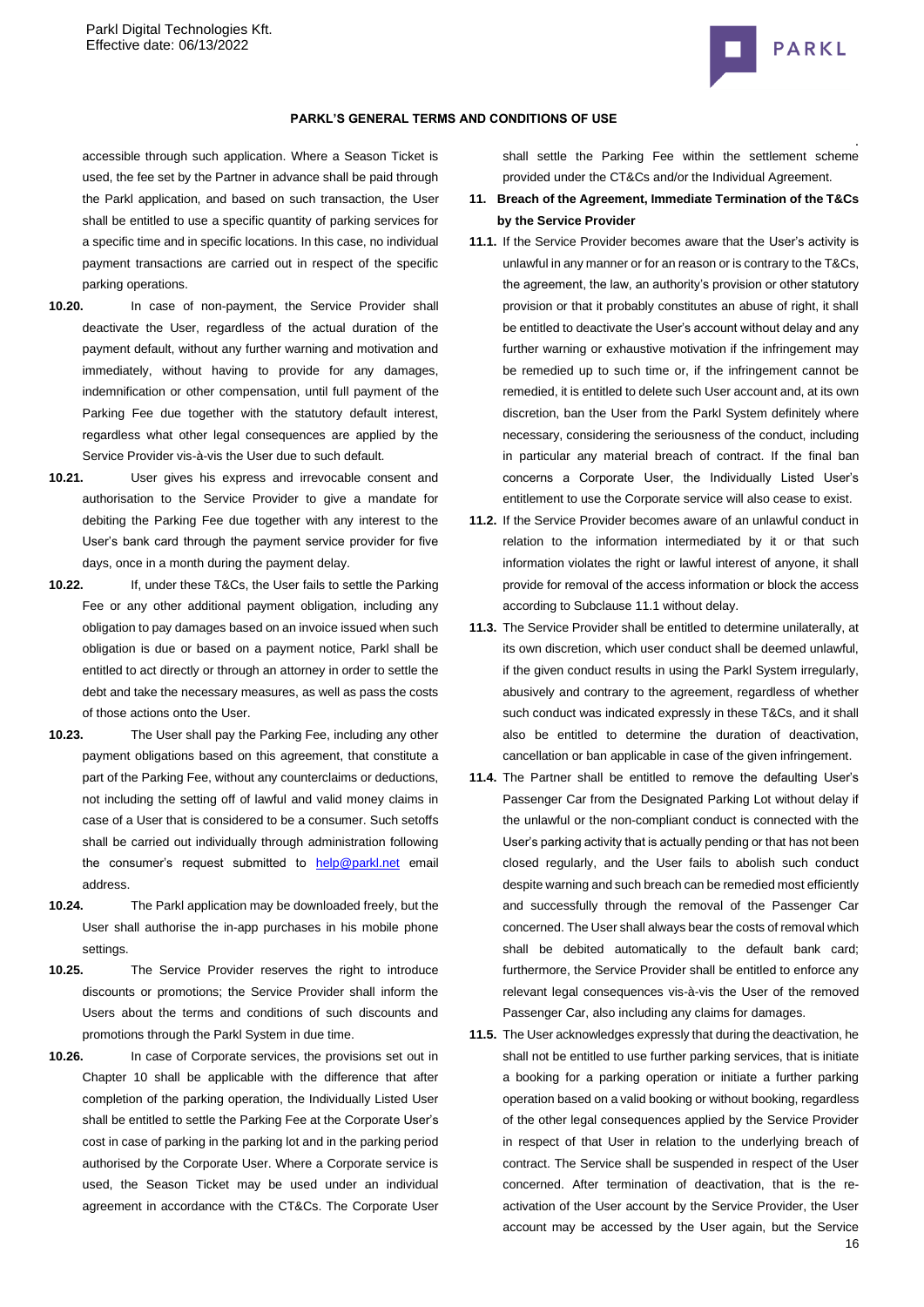accessible through such application. Where a Season Ticket is used, the fee set by the Partner in advance shall be paid through the Parkl application, and based on such transaction, the User shall be entitled to use a specific quantity of parking services for a specific time and in specific locations. In this case, no individual payment transactions are carried out in respect of the specific parking operations.

**10.20.** In case of non-payment, the Service Provider shall deactivate the User, regardless of the actual duration of the payment default, without any further warning and motivation and immediately, without having to provide for any damages, indemnification or other compensation, until full payment of the Parking Fee due together with the statutory default interest, regardless what other legal consequences are applied by the Service Provider vis-à-vis the User due to such default.

**10.21.** User gives his express and irrevocable consent and authorisation to the Service Provider to give a mandate for debiting the Parking Fee due together with any interest to the User's bank card through the payment service provider for five days, once in a month during the payment delay.

**10.22.** If, under these T&Cs, the User fails to settle the Parking Fee or any other additional payment obligation, including any obligation to pay damages based on an invoice issued when such obligation is due or based on a payment notice, Parkl shall be entitled to act directly or through an attorney in order to settle the debt and take the necessary measures, as well as pass the costs of those actions onto the User.

**10.23.** The User shall pay the Parking Fee, including any other payment obligations based on this agreement, that constitute a part of the Parking Fee, without any counterclaims or deductions, not including the setting off of lawful and valid money claims in case of a User that is considered to be a consumer. Such setoffs shall be carried out individually through administration following the consumer's request submitted to help@parkl.net email address.

**10.24.** The Parkl application may be downloaded freely, but the User shall authorise the in-app purchases in his mobile phone settings.

**10.25.** The Service Provider reserves the right to introduce discounts or promotions; the Service Provider shall inform the Users about the terms and conditions of such discounts and promotions through the Parkl System in due time.

**10.26.** In case of Corporate services, the provisions set out in Chapter 10 shall be applicable with the difference that after completion of the parking operation, the Individually Listed User shall be entitled to settle the Parking Fee at the Corporate User's cost in case of parking in the parking lot and in the parking period authorised by the Corporate User. Where a Corporate service is used, the Season Ticket may be used under an individual agreement in accordance with the CT&Cs. The Corporate User shall settle the Parking Fee within the settlement scheme provided under the CT&Cs and/or the Individual Agreement.

## 11. Breach of the Agreement, Immediate Termination of the T&Cs by the Service Provider

**11.1.** If the Service Provider becomes aware that the User's activity is unlawful in any manner or for an reason or is contrary to the T&Cs, the agreement, the law, an authority's provision or other statutory provision or that it probably constitutes an abuse of right, it shall be entitled to deactivate the User's account without delay and any further warning or exhaustive motivation if the infringement may be remedied up to such time or, if the infringement cannot be remedied, it is entitled to delete such User account and, at its own discretion, ban the User from the Parkl System definitely where necessary, considering the seriousness of the conduct, including in particular any material breach of contract. If the final ban concerns a Corporate User, the Individually Listed User's entitlement to use the Corporate service will also cease to exist.

**11.2.** If the Service Provider becomes aware of an unlawful conduct in relation to the information intermediated by it or that such information violates the right or lawful interest of anyone, it shall provide for removal of the access information or block the access according to Subclause 11.1 without delay.

**11.3.** The Service Provider shall be entitled to determine unilaterally, at its own discretion, which user conduct shall be deemed unlawful, if the given conduct results in using the Parkl System irregularly, abusively and contrary to the agreement, regardless of whether such conduct was indicated expressly in these T&Cs, and it shall also be entitled to determine the duration of deactivation, cancellation or ban applicable in case of the given infringement.

**11.4.** The Partner shall be entitled to remove the defaulting User's Passenger Car from the Designated Parking Lot without delay if the unlawful or the non-compliant conduct is connected with the User's parking activity that is actually pending or that has not been closed regularly, and the User fails to abolish such conduct despite warning and such breach can be remedied most efficiently and successfully through the removal of the Passenger Car concerned. The User shall always bear the costs of removal which shall be debited automatically to the default bank card; furthermore, the Service Provider shall be entitled to enforce any relevant legal consequences vis-à-vis the User of the removed Passenger Car, also including any claims for damages.

**11.5.** The User acknowledges expressly that during the deactivation, he shall not be entitled to use further parking services, that is initiate a booking for a parking operation or initiate a further parking operation based on a valid booking or without booking, regardless of the other legal consequences applied by the Service Provider in respect of that User in relation to the underlying breach of contract. The Service shall be suspended in respect of the User concerned. After termination of deactivation, that is the re-activation of the User account by the Service Provider, the User account may be accessed by the User again, but the Service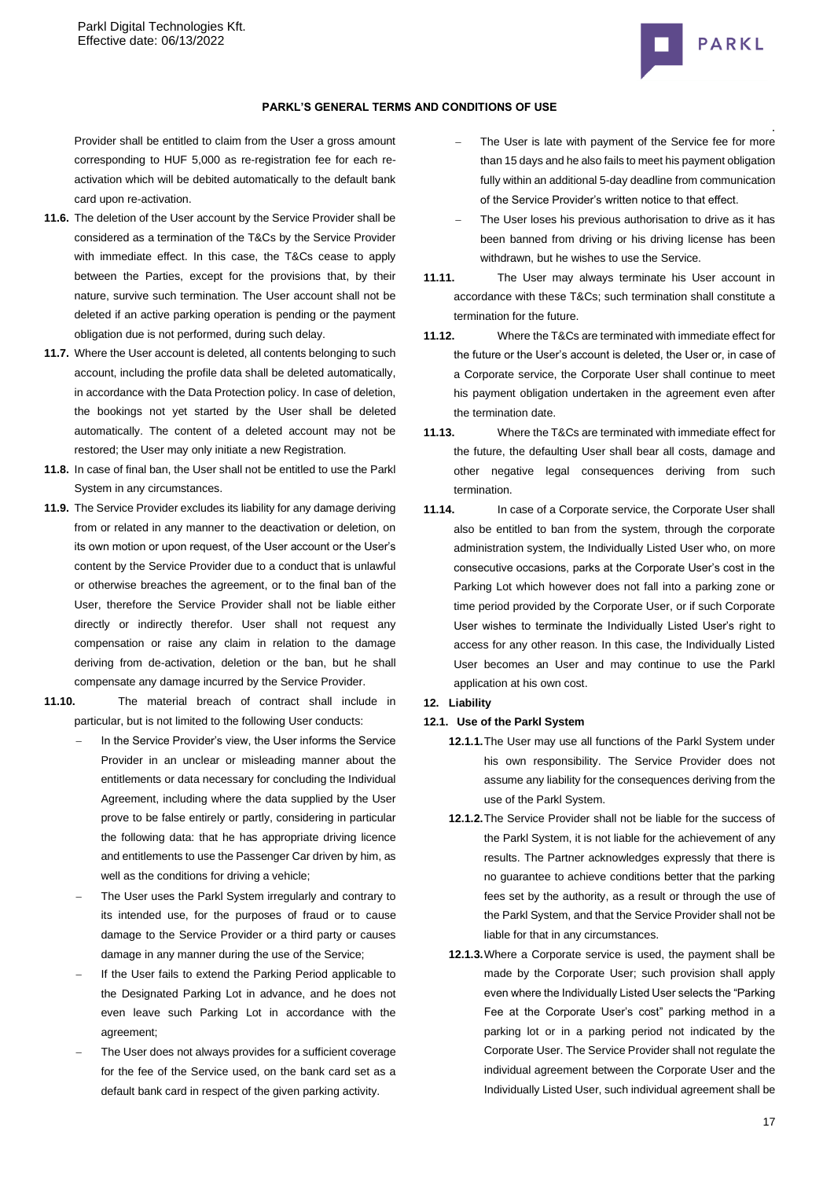Provider shall be entitled to claim from the User a gross amount corresponding to HUF 5,000 as re-registration fee for each re-activation which will be debited automatically to the default bank card upon re-activation.

**11.6.** The deletion of the User account by the Service Provider shall be considered as a termination of the T&Cs by the Service Provider with immediate effect. In this case, the T&Cs cease to apply between the Parties, except for the provisions that, by their nature, survive such termination. The User account shall not be deleted if an active parking operation is pending or the payment obligation due is not performed, during such delay.

**11.7.** Where the User account is deleted, all contents belonging to such account, including the profile data shall be deleted automatically, in accordance with the Data Protection policy. In case of deletion, the bookings not yet started by the User shall be deleted automatically. The content of a deleted account may not be restored; the User may only initiate a new Registration.

**11.8.** In case of final ban, the User shall not be entitled to use the Parkl System in any circumstances.

**11.9.** The Service Provider excludes its liability for any damage deriving from or related in any manner to the deactivation or deletion, on its own motion or upon request, of the User account or the User's content by the Service Provider due to a conduct that is unlawful or otherwise breaches the agreement, or to the final ban of the User, therefore the Service Provider shall not be liable either directly or indirectly therefor. User shall not request any compensation or raise any claim in relation to the damage deriving from de-activation, deletion or the ban, but he shall compensate any damage incurred by the Service Provider.

**11.10.** The material breach of contract shall include in particular, but is not limited to the following User conducts:

- In the Service Provider's view, the User informs the Service Provider in an unclear or misleading manner about the entitlements or data necessary for concluding the Individual Agreement, including where the data supplied by the User prove to be false entirely or partly, considering in particular the following data: that he has appropriate driving licence and entitlements to use the Passenger Car driven by him, as well as the conditions for driving a vehicle;
- The User uses the Parkl System irregularly and contrary to its intended use, for the purposes of fraud or to cause damage to the Service Provider or a third party or causes damage in any manner during the use of the Service;
- If the User fails to extend the Parking Period applicable to the Designated Parking Lot in advance, and he does not even leave such Parking Lot in accordance with the agreement;
- The User does not always provides for a sufficient coverage for the fee of the Service used, on the bank card set as a default bank card in respect of the given parking activity.
- The User is late with payment of the Service fee for more than 15 days and he also fails to meet his payment obligation fully within an additional 5-day deadline from communication of the Service Provider's written notice to that effect.
- The User loses his previous authorisation to drive as it has been banned from driving or his driving license has been withdrawn, but he wishes to use the Service.

**11.11.** The User may always terminate his User account in accordance with these T&Cs; such termination shall constitute a termination for the future.

**11.12.** Where the T&Cs are terminated with immediate effect for the future or the User's account is deleted, the User or, in case of a Corporate service, the Corporate User shall continue to meet his payment obligation undertaken in the agreement even after the termination date.

**11.13.** Where the T&Cs are terminated with immediate effect for the future, the defaulting User shall bear all costs, damage and other negative legal consequences deriving from such termination.

**11.14.** In case of a Corporate service, the Corporate User shall also be entitled to ban from the system, through the corporate administration system, the Individually Listed User who, on more consecutive occasions, parks at the Corporate User's cost in the Parking Lot which however does not fall into a parking zone or time period provided by the Corporate User, or if such Corporate User wishes to terminate the Individually Listed User's right to access for any other reason. In this case, the Individually Listed User becomes an User and may continue to use the Parkl application at his own cost.

## 12. Liability

### 12.1. Use of the Parkl System

**12.1.1.** The User may use all functions of the Parkl System under his own responsibility. The Service Provider does not assume any liability for the consequences deriving from the use of the Parkl System.

**12.1.2.** The Service Provider shall not be liable for the success of the Parkl System, it is not liable for the achievement of any results. The Partner acknowledges expressly that there is no guarantee to achieve conditions better that the parking fees set by the authority, as a result or through the use of the Parkl System, and that the Service Provider shall not be liable for that in any circumstances.

**12.1.3.** Where a Corporate service is used, the payment shall be made by the Corporate User; such provision shall apply even where the Individually Listed User selects the "Parking Fee at the Corporate User's cost" parking method in a parking lot or in a parking period not indicated by the Corporate User. The Service Provider shall not regulate the individual agreement between the Corporate User and the Individually Listed User, such individual agreement shall be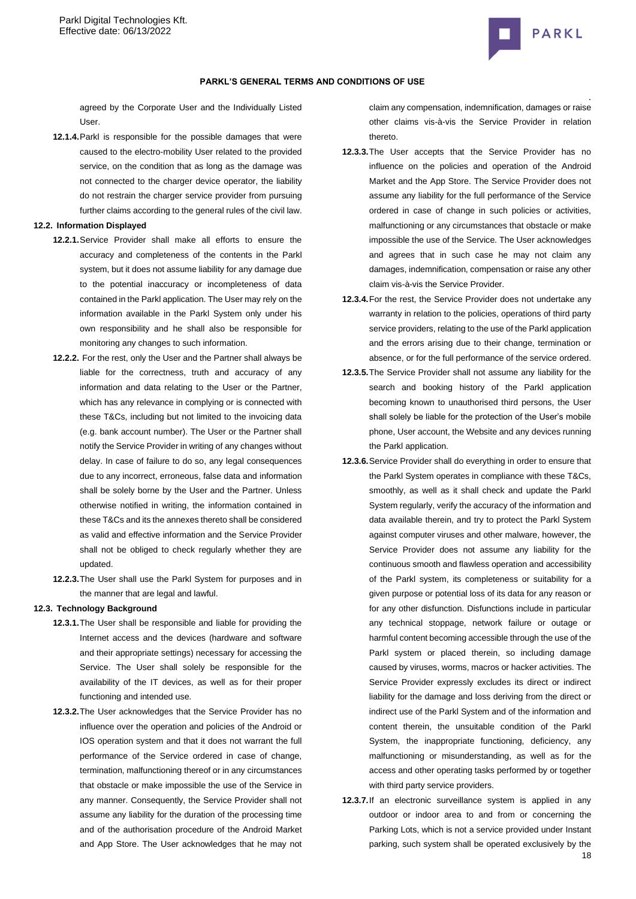agreed by the Corporate User and the Individually Listed User.

**12.1.4.** Parkl is responsible for the possible damages that were caused to the electro-mobility User related to the provided service, on the condition that as long as the damage was not connected to the charger device operator, the liability do not restrain the charger service provider from pursuing further claims according to the general rules of the civil law.

**12.2. Information Displayed**

**12.2.1.** Service Provider shall make all efforts to ensure the accuracy and completeness of the contents in the Parkl system, but it does not assume liability for any damage due to the potential inaccuracy or incompleteness of data contained in the Parkl application. The User may rely on the information available in the Parkl System only under his own responsibility and he shall also be responsible for monitoring any changes to such information.

**12.2.2.** For the rest, only the User and the Partner shall always be liable for the correctness, truth and accuracy of any information and data relating to the User or the Partner, which has any relevance in complying or is connected with these T&Cs, including but not limited to the invoicing data (e.g. bank account number). The User or the Partner shall notify the Service Provider in writing of any changes without delay. In case of failure to do so, any legal consequences due to any incorrect, erroneous, false data and information shall be solely borne by the User and the Partner. Unless otherwise notified in writing, the information contained in these T&Cs and its the annexes thereto shall be considered as valid and effective information and the Service Provider shall not be obliged to check regularly whether they are updated.

**12.2.3.** The User shall use the Parkl System for purposes and in the manner that are legal and lawful.

**12.3. Technology Background**

**12.3.1.** The User shall be responsible and liable for providing the Internet access and the devices (hardware and software and their appropriate settings) necessary for accessing the Service. The User shall solely be responsible for the availability of the IT devices, as well as for their proper functioning and intended use.

**12.3.2.** The User acknowledges that the Service Provider has no influence over the operation and policies of the Android or IOS operation system and that it does not warrant the full performance of the Service ordered in case of change, termination, malfunctioning thereof or in any circumstances that obstacle or make impossible the use of the Service in any manner. Consequently, the Service Provider shall not assume any liability for the duration of the processing time and of the authorisation procedure of the Android Market and App Store. The User acknowledges that he may not claim any compensation, indemnification, damages or raise other claims vis-à-vis the Service Provider in relation thereto.

**12.3.3.** The User accepts that the Service Provider has no influence on the policies and operation of the Android Market and the App Store. The Service Provider does not assume any liability for the full performance of the Service ordered in case of change in such policies or activities, malfunctioning or any circumstances that obstacle or make impossible the use of the Service. The User acknowledges and agrees that in such case he may not claim any damages, indemnification, compensation or raise any other claim vis-à-vis the Service Provider.

**12.3.4.** For the rest, the Service Provider does not undertake any warranty in relation to the policies, operations of third party service providers, relating to the use of the Parkl application and the errors arising due to their change, termination or absence, or for the full performance of the service ordered.

**12.3.5.** The Service Provider shall not assume any liability for the search and booking history of the Parkl application becoming known to unauthorised third persons, the User shall solely be liable for the protection of the User's mobile phone, User account, the Website and any devices running the Parkl application.

**12.3.6.** Service Provider shall do everything in order to ensure that the Parkl System operates in compliance with these T&Cs, smoothly, as well as it shall check and update the Parkl System regularly, verify the accuracy of the information and data available therein, and try to protect the Parkl System against computer viruses and other malware, however, the Service Provider does not assume any liability for the continuous smooth and flawless operation and accessibility of the Parkl system, its completeness or suitability for a given purpose or potential loss of its data for any reason or for any other disfunction. Disfunctions include in particular any technical stoppage, network failure or outage or harmful content becoming accessible through the use of the Parkl system or placed therein, so including damage caused by viruses, worms, macros or hacker activities. The Service Provider expressly excludes its direct or indirect liability for the damage and loss deriving from the direct or indirect use of the Parkl System and of the information and content therein, the unsuitable condition of the Parkl System, the inappropriate functioning, deficiency, any malfunctioning or misunderstanding, as well as for the access and other operating tasks performed by or together with third party service providers.

**12.3.7.** If an electronic surveillance system is applied in any outdoor or indoor area to and from or concerning the Parking Lots, which is not a service provided under Instant parking, such system shall be operated exclusively by the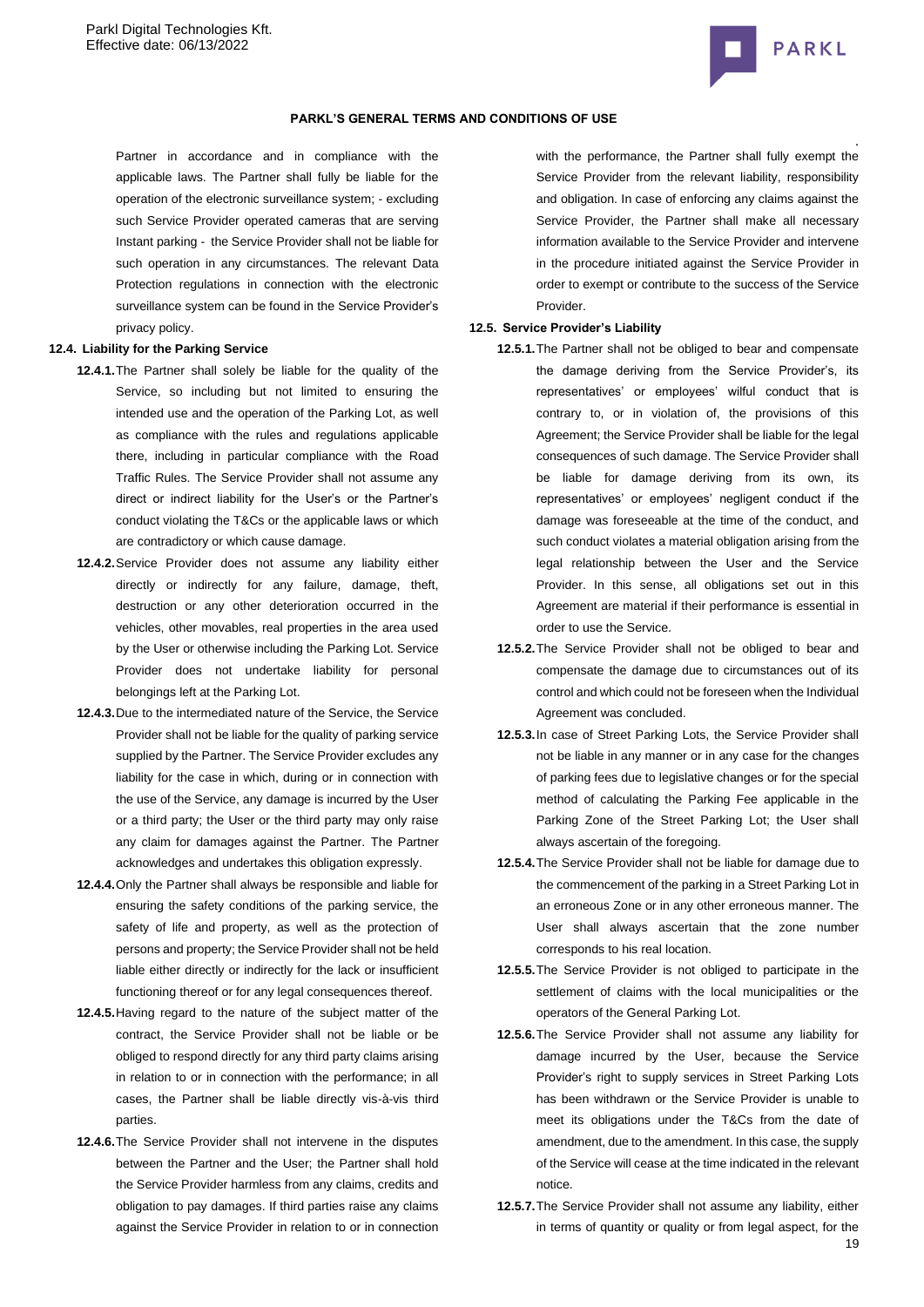Partner in accordance and in compliance with the applicable laws. The Partner shall fully be liable for the operation of the electronic surveillance system; - excluding such Service Provider operated cameras that are serving Instant parking - the Service Provider shall not be liable for such operation in any circumstances. The relevant Data Protection regulations in connection with the electronic surveillance system can be found in the Service Provider's privacy policy.

**12.4. Liability for the Parking Service**

**12.4.1.** The Partner shall solely be liable for the quality of the Service, so including but not limited to ensuring the intended use and the operation of the Parking Lot, as well as compliance with the rules and regulations applicable there, including in particular compliance with the Road Traffic Rules. The Service Provider shall not assume any direct or indirect liability for the User's or the Partner's conduct violating the T&Cs or the applicable laws or which are contradictory or which cause damage.

**12.4.2.** Service Provider does not assume any liability either directly or indirectly for any failure, damage, theft, destruction or any other deterioration occurred in the vehicles, other movables, real properties in the area used by the User or otherwise including the Parking Lot. Service Provider does not undertake liability for personal belongings left at the Parking Lot.

**12.4.3.** Due to the intermediated nature of the Service, the Service Provider shall not be liable for the quality of parking service supplied by the Partner. The Service Provider excludes any liability for the case in which, during or in connection with the use of the Service, any damage is incurred by the User or a third party; the User or the third party may only raise any claim for damages against the Partner. The Partner acknowledges and undertakes this obligation expressly.

**12.4.4.** Only the Partner shall always be responsible and liable for ensuring the safety conditions of the parking service, the safety of life and property, as well as the protection of persons and property; the Service Provider shall not be held liable either directly or indirectly for the lack or insufficient functioning thereof or for any legal consequences thereof.

**12.4.5.** Having regard to the nature of the subject matter of the contract, the Service Provider shall not be liable or be obliged to respond directly for any third party claims arising in relation to or in connection with the performance; in all cases, the Partner shall be liable directly vis-à-vis third parties.

**12.4.6.** The Service Provider shall not intervene in the disputes between the Partner and the User; the Partner shall hold the Service Provider harmless from any claims, credits and obligation to pay damages. If third parties raise any claims against the Service Provider in relation to or in connection with the performance, the Partner shall fully exempt the Service Provider from the relevant liability, responsibility and obligation. In case of enforcing any claims against the Service Provider, the Partner shall make all necessary information available to the Service Provider and intervene in the procedure initiated against the Service Provider in order to exempt or contribute to the success of the Service Provider.

**12.5. Service Provider's Liability**

**12.5.1.** The Partner shall not be obliged to bear and compensate the damage deriving from the Service Provider's, its representatives' or employees' wilful conduct that is contrary to, or in violation of, the provisions of this Agreement; the Service Provider shall be liable for the legal consequences of such damage. The Service Provider shall be liable for damage deriving from its own, its representatives' or employees' negligent conduct if the damage was foreseeable at the time of the conduct, and such conduct violates a material obligation arising from the legal relationship between the User and the Service Provider. In this sense, all obligations set out in this Agreement are material if their performance is essential in order to use the Service.

**12.5.2.** The Service Provider shall not be obliged to bear and compensate the damage due to circumstances out of its control and which could not be foreseen when the Individual Agreement was concluded.

**12.5.3.** In case of Street Parking Lots, the Service Provider shall not be liable in any manner or in any case for the changes of parking fees due to legislative changes or for the special method of calculating the Parking Fee applicable in the Parking Zone of the Street Parking Lot; the User shall always ascertain of the foregoing.

**12.5.4.** The Service Provider shall not be liable for damage due to the commencement of the parking in a Street Parking Lot in an erroneous Zone or in any other erroneous manner. The User shall always ascertain that the zone number corresponds to his real location.

**12.5.5.** The Service Provider is not obliged to participate in the settlement of claims with the local municipalities or the operators of the General Parking Lot.

**12.5.6.** The Service Provider shall not assume any liability for damage incurred by the User, because the Service Provider's right to supply services in Street Parking Lots has been withdrawn or the Service Provider is unable to meet its obligations under the T&Cs from the date of amendment, due to the amendment. In this case, the supply of the Service will cease at the time indicated in the relevant notice.

**12.5.7.** The Service Provider shall not assume any liability, either in terms of quantity or quality or from legal aspect, for the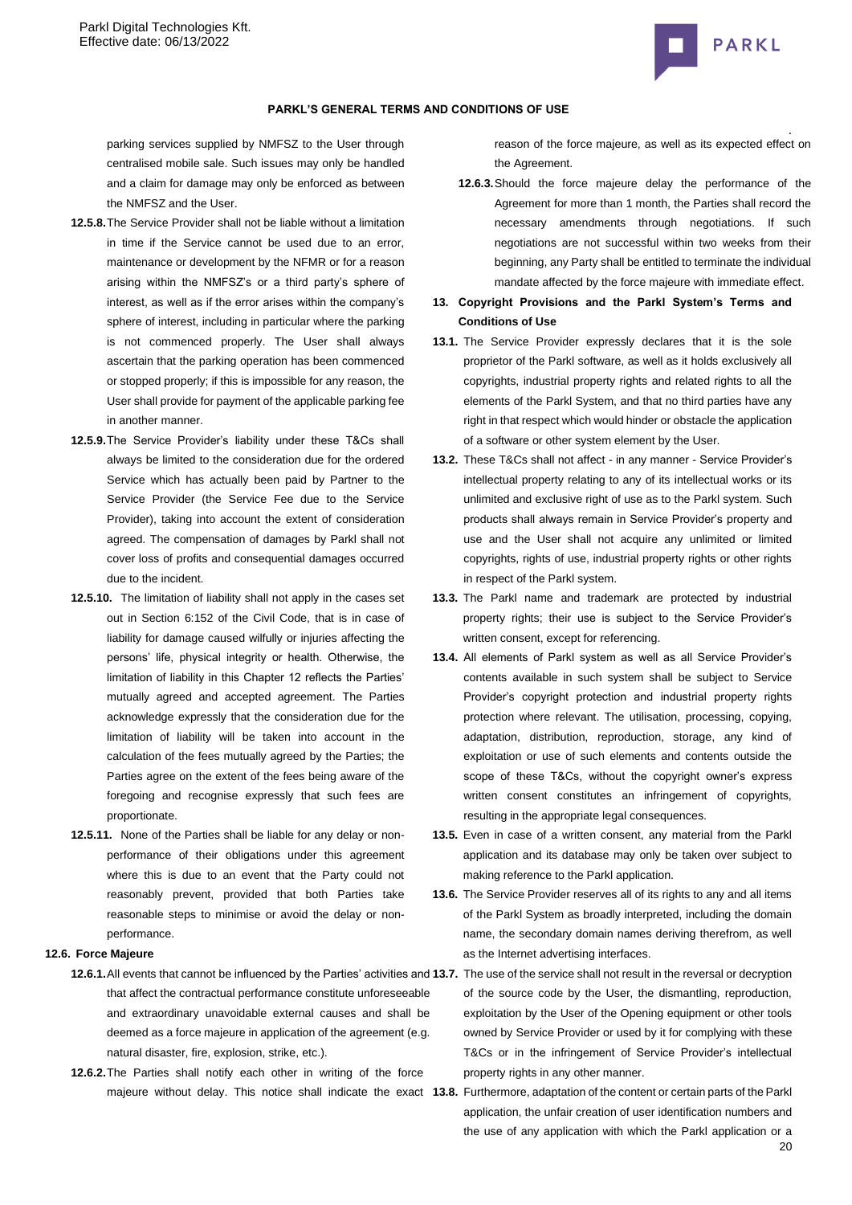parking services supplied by NMFSZ to the User through centralised mobile sale. Such issues may only be handled and a claim for damage may only be enforced as between the NMFSZ and the User.

**12.5.8.** The Service Provider shall not be liable without a limitation in time if the Service cannot be used due to an error, maintenance or development by the NFMR or for a reason arising within the NMFSZ's or a third party's sphere of interest, as well as if the error arises within the company's sphere of interest, including in particular where the parking is not commenced properly. The User shall always ascertain that the parking operation has been commenced or stopped properly; if this is impossible for any reason, the User shall provide for payment of the applicable parking fee in another manner.

**12.5.9.** The Service Provider's liability under these T&Cs shall always be limited to the consideration due for the ordered Service which has actually been paid by Partner to the Service Provider (the Service Fee due to the Service Provider), taking into account the extent of consideration agreed. The compensation of damages by Parkl shall not cover loss of profits and consequential damages occurred due to the incident.

**12.5.10.** The limitation of liability shall not apply in the cases set out in Section 6:152 of the Civil Code, that is in case of liability for damage caused wilfully or injuries affecting the persons' life, physical integrity or health. Otherwise, the limitation of liability in this Chapter 12 reflects the Parties' mutually agreed and accepted agreement. The Parties acknowledge expressly that the consideration due for the limitation of liability will be taken into account in the calculation of the fees mutually agreed by the Parties; the Parties agree on the extent of the fees being aware of the foregoing and recognise expressly that such fees are proportionate.

**12.5.11.** None of the Parties shall be liable for any delay or non-performance of their obligations under this agreement where this is due to an event that the Party could not reasonably prevent, provided that both Parties take reasonable steps to minimise or avoid the delay or non-performance.

**12.6. Force Majeure**

**12.6.1.** All events that cannot be influenced by the Parties' activities and that affect the contractual performance constitute unforeseeable and extraordinary unavoidable external causes and shall be deemed as a force majeure in application of the agreement (e.g. natural disaster, fire, explosion, strike, etc.).

**12.6.2.** The Parties shall notify each other in writing of the force majeure without delay. This notice shall indicate the exact reason of the force majeure, as well as its expected effect on the Agreement.

**12.6.3.** Should the force majeure delay the performance of the Agreement for more than 1 month, the Parties shall record the necessary amendments through negotiations. If such negotiations are not successful within two weeks from their beginning, any Party shall be entitled to terminate the individual mandate affected by the force majeure with immediate effect.

## 13. Copyright Provisions and the Parkl System's Terms and Conditions of Use

**13.1.** The Service Provider expressly declares that it is the sole proprietor of the Parkl software, as well as it holds exclusively all copyrights, industrial property rights and related rights to all the elements of the Parkl System, and that no third parties have any right in that respect which would hinder or obstacle the application of a software or other system element by the User.

**13.2.** These T&Cs shall not affect - in any manner - Service Provider's intellectual property relating to any of its intellectual works or its unlimited and exclusive right of use as to the Parkl system. Such products shall always remain in Service Provider's property and use and the User shall not acquire any unlimited or limited copyrights, rights of use, industrial property rights or other rights in respect of the Parkl system.

**13.3.** The Parkl name and trademark are protected by industrial property rights; their use is subject to the Service Provider's written consent, except for referencing.

**13.4.** All elements of Parkl system as well as all Service Provider's contents available in such system shall be subject to Service Provider's copyright protection and industrial property rights protection where relevant. The utilisation, processing, copying, adaptation, distribution, reproduction, storage, any kind of exploitation or use of such elements and contents outside the scope of these T&Cs, without the copyright owner's express written consent constitutes an infringement of copyrights, resulting in the appropriate legal consequences.

**13.5.** Even in case of a written consent, any material from the Parkl application and its database may only be taken over subject to making reference to the Parkl application.

**13.6.** The Service Provider reserves all of its rights to any and all items of the Parkl System as broadly interpreted, including the domain name, the secondary domain names deriving therefrom, as well as the Internet advertising interfaces.

**13.7.** The use of the service shall not result in the reversal or decryption of the source code by the User, the dismantling, reproduction, exploitation by the User of the Opening equipment or other tools owned by Service Provider or used by it for complying with these T&Cs or in the infringement of Service Provider's intellectual property rights in any other manner.

**13.8.** Furthermore, adaptation of the content or certain parts of the Parkl application, the unfair creation of user identification numbers and the use of any application with which the Parkl application or a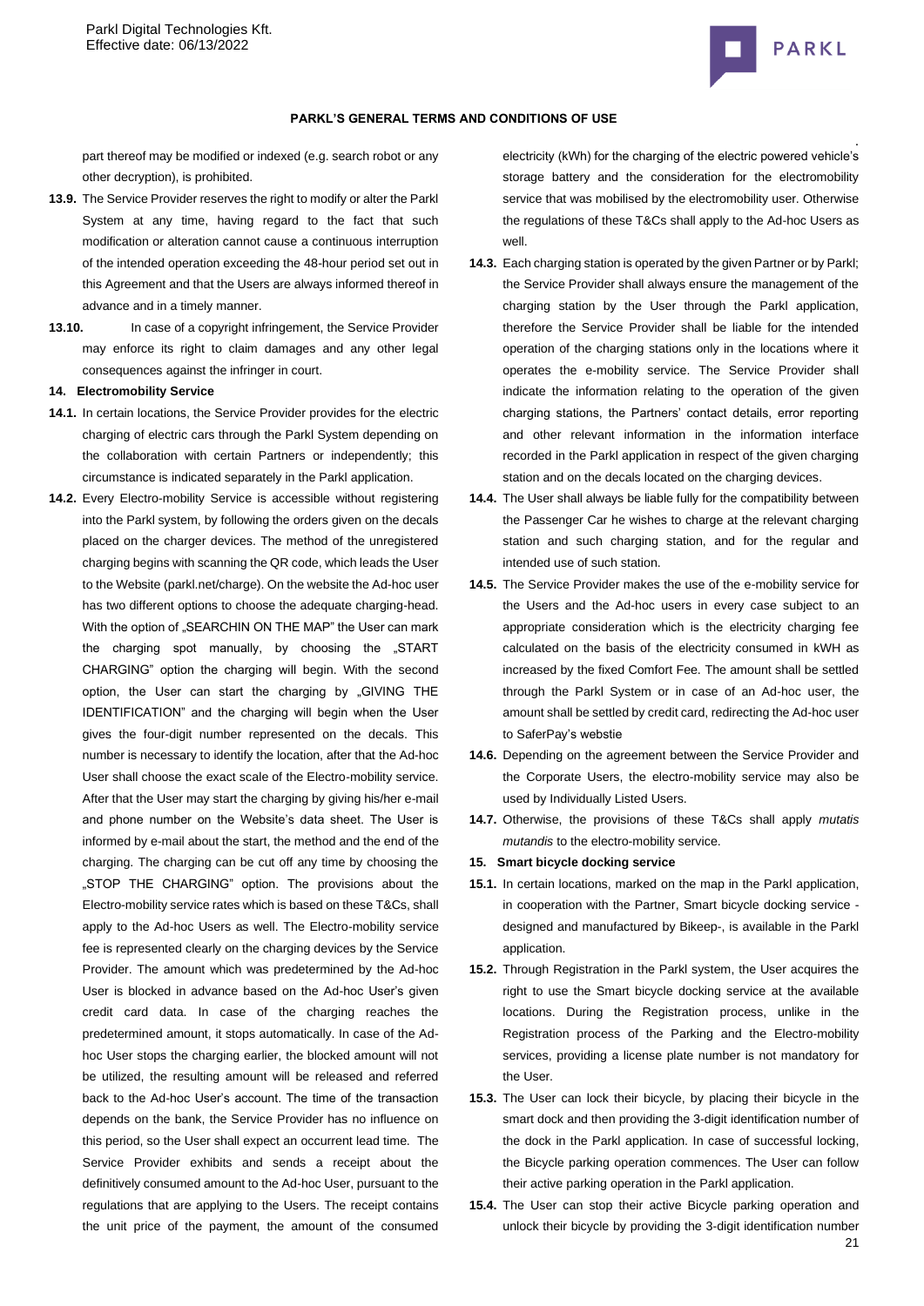part thereof may be modified or indexed (e.g. search robot or any other decryption), is prohibited.

**13.9.** The Service Provider reserves the right to modify or alter the Parkl System at any time, having regard to the fact that such modification or alteration cannot cause a continuous interruption of the intended operation exceeding the 48-hour period set out in this Agreement and that the Users are always informed thereof in advance and in a timely manner.

**13.10.** In case of a copyright infringement, the Service Provider may enforce its right to claim damages and any other legal consequences against the infringer in court.

**14. Electromobility Service**

**14.1.** In certain locations, the Service Provider provides for the electric charging of electric cars through the Parkl System depending on the collaboration with certain Partners or independently; this circumstance is indicated separately in the Parkl application.

**14.2.** Every Electro-mobility Service is accessible without registering into the Parkl system, by following the orders given on the decals placed on the charger devices. The method of the unregistered charging begins with scanning the QR code, which leads the User to the Website (parkl.net/charge). On the website the Ad-hoc user has two different options to choose the adequate charging-head. With the option of „SEARCHIN ON THE MAP" the User can mark the charging spot manually, by choosing the „START CHARGING" option the charging will begin. With the second option, the User can start the charging by „GIVING THE IDENTIFICATION" and the charging will begin when the User gives the four-digit number represented on the decals. This number is necessary to identify the location, after that the Ad-hoc User shall choose the exact scale of the Electro-mobility service. After that the User may start the charging by giving his/her e-mail and phone number on the Website's data sheet. The User is informed by e-mail about the start, the method and the end of the charging. The charging can be cut off any time by choosing the „STOP THE CHARGING" option. The provisions about the Electro-mobility service rates which is based on these T&Cs, shall apply to the Ad-hoc Users as well. The Electro-mobility service fee is represented clearly on the charging devices by the Service Provider. The amount which was predetermined by the Ad-hoc User is blocked in advance based on the Ad-hoc User's given credit card data. In case of the charging reaches the predetermined amount, it stops automatically. In case of the Ad-hoc User stops the charging earlier, the blocked amount will not be utilized, the resulting amount will be released and referred back to the Ad-hoc User's account. The time of the transaction depends on the bank, the Service Provider has no influence on this period, so the User shall expect an occurrent lead time. The Service Provider exhibits and sends a receipt about the definitively consumed amount to the Ad-hoc User, pursuant to the regulations that are applying to the Users. The receipt contains the unit price of the payment, the amount of the consumed electricity (kWh) for the charging of the electric powered vehicle's storage battery and the consideration for the electromobility service that was mobilised by the electromobility user. Otherwise the regulations of these T&Cs shall apply to the Ad-hoc Users as well.

**14.3.** Each charging station is operated by the given Partner or by Parkl; the Service Provider shall always ensure the management of the charging station by the User through the Parkl application, therefore the Service Provider shall be liable for the intended operation of the charging stations only in the locations where it operates the e-mobility service. The Service Provider shall indicate the information relating to the operation of the given charging stations, the Partners' contact details, error reporting and other relevant information in the information interface recorded in the Parkl application in respect of the given charging station and on the decals located on the charging devices.

**14.4.** The User shall always be liable fully for the compatibility between the Passenger Car he wishes to charge at the relevant charging station and such charging station, and for the regular and intended use of such station.

**14.5.** The Service Provider makes the use of the e-mobility service for the Users and the Ad-hoc users in every case subject to an appropriate consideration which is the electricity charging fee calculated on the basis of the electricity consumed in kWH as increased by the fixed Comfort Fee. The amount shall be settled through the Parkl System or in case of an Ad-hoc user, the amount shall be settled by credit card, redirecting the Ad-hoc user to SaferPay's webstie

**14.6.** Depending on the agreement between the Service Provider and the Corporate Users, the electro-mobility service may also be used by Individually Listed Users.

**14.7.** Otherwise, the provisions of these T&Cs shall apply *mutatis mutandis* to the electro-mobility service.

**15. Smart bicycle docking service**

**15.1.** In certain locations, marked on the map in the Parkl application, in cooperation with the Partner, Smart bicycle docking service - designed and manufactured by Bikeep-, is available in the Parkl application.

**15.2.** Through Registration in the Parkl system, the User acquires the right to use the Smart bicycle docking service at the available locations. During the Registration process, unlike in the Registration process of the Parking and the Electro-mobility services, providing a license plate number is not mandatory for the User.

**15.3.** The User can lock their bicycle, by placing their bicycle in the smart dock and then providing the 3-digit identification number of the dock in the Parkl application. In case of successful locking, the Bicycle parking operation commences. The User can follow their active parking operation in the Parkl application.

**15.4.** The User can stop their active Bicycle parking operation and unlock their bicycle by providing the 3-digit identification number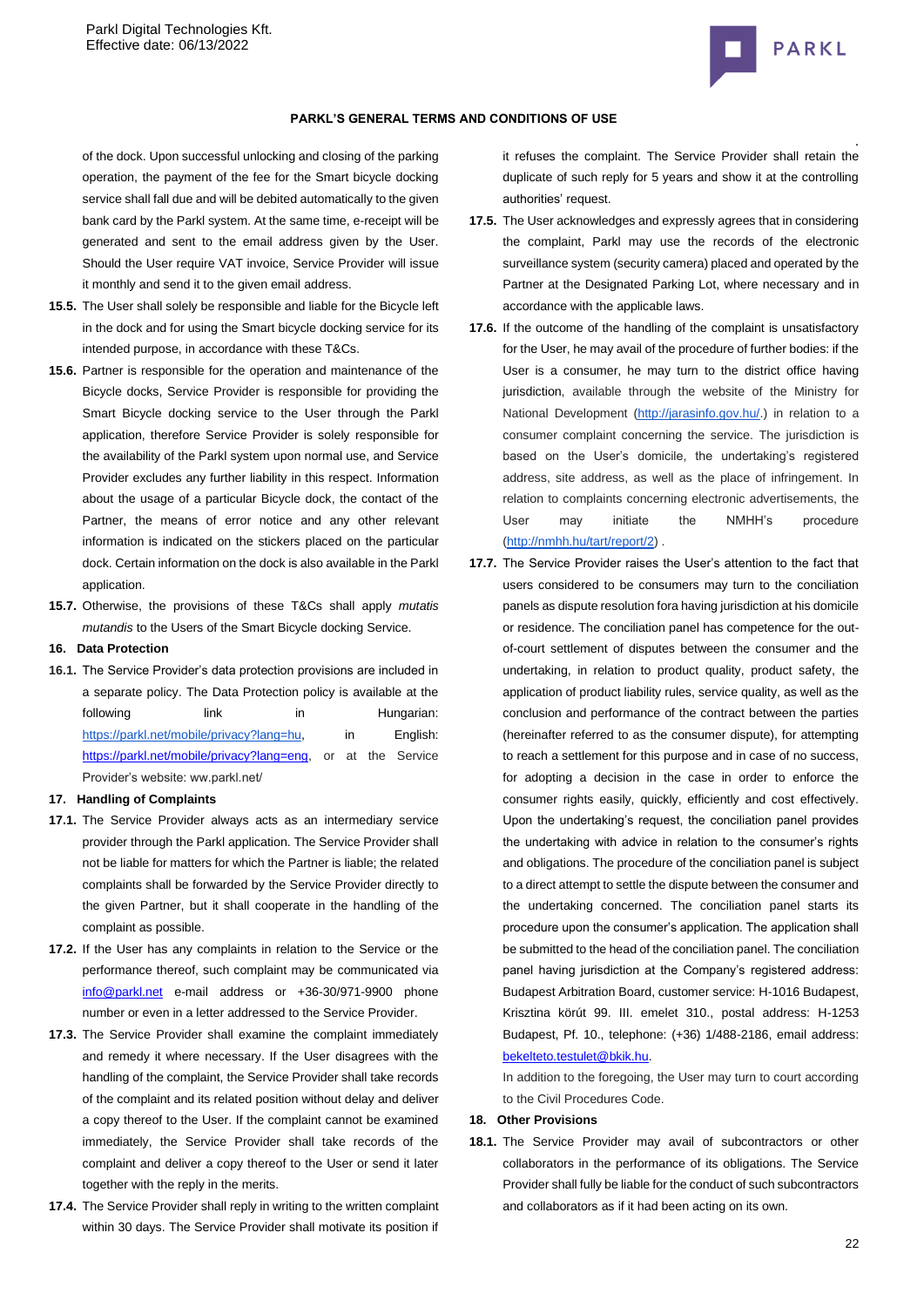of the dock. Upon successful unlocking and closing of the parking operation, the payment of the fee for the Smart bicycle docking service shall fall due and will be debited automatically to the given bank card by the Parkl system. At the same time, e-receipt will be generated and sent to the email address given by the User. Should the User require VAT invoice, Service Provider will issue it monthly and send it to the given email address.

**15.5.** The User shall solely be responsible and liable for the Bicycle left in the dock and for using the Smart bicycle docking service for its intended purpose, in accordance with these T&Cs.

**15.6.** Partner is responsible for the operation and maintenance of the Bicycle docks, Service Provider is responsible for providing the Smart Bicycle docking service to the User through the Parkl application, therefore Service Provider is solely responsible for the availability of the Parkl system upon normal use, and Service Provider excludes any further liability in this respect. Information about the usage of a particular Bicycle dock, the contact of the Partner, the means of error notice and any other relevant information is indicated on the stickers placed on the particular dock. Certain information on the dock is also available in the Parkl application.

**15.7.** Otherwise, the provisions of these T&Cs shall apply *mutatis mutandis* to the Users of the Smart Bicycle docking Service.

## 16. Data Protection

**16.1.** The Service Provider's data protection provisions are included in a separate policy. The Data Protection policy is available at the following link in Hungarian: https://parkl.net/mobile/privacy?lang=hu, in English: https://parkl.net/mobile/privacy?lang=eng, or at the Service Provider's website: ww.parkl.net/

## 17. Handling of Complaints

**17.1.** The Service Provider always acts as an intermediary service provider through the Parkl application. The Service Provider shall not be liable for matters for which the Partner is liable; the related complaints shall be forwarded by the Service Provider directly to the given Partner, but it shall cooperate in the handling of the complaint as possible.

**17.2.** If the User has any complaints in relation to the Service or the performance thereof, such complaint may be communicated via info@parkl.net e-mail address or +36-30/971-9900 phone number or even in a letter addressed to the Service Provider.

**17.3.** The Service Provider shall examine the complaint immediately and remedy it where necessary. If the User disagrees with the handling of the complaint, the Service Provider shall take records of the complaint and its related position without delay and deliver a copy thereof to the User. If the complaint cannot be examined immediately, the Service Provider shall take records of the complaint and deliver a copy thereof to the User or send it later together with the reply in the merits.

**17.4.** The Service Provider shall reply in writing to the written complaint within 30 days. The Service Provider shall motivate its position if it refuses the complaint. The Service Provider shall retain the duplicate of such reply for 5 years and show it at the controlling authorities' request.

**17.5.** The User acknowledges and expressly agrees that in considering the complaint, Parkl may use the records of the electronic surveillance system (security camera) placed and operated by the Partner at the Designated Parking Lot, where necessary and in accordance with the applicable laws.

**17.6.** If the outcome of the handling of the complaint is unsatisfactory for the User, he may avail of the procedure of further bodies: if the User is a consumer, he may turn to the district office having jurisdiction, available through the website of the Ministry for National Development (http://jarasinfo.gov.hu/.) in relation to a consumer complaint concerning the service. The jurisdiction is based on the User's domicile, the undertaking's registered address, site address, as well as the place of infringement. In relation to complaints concerning electronic advertisements, the User may initiate the NMHH's procedure (http://nmhh.hu/tart/report/2) .

**17.7.** The Service Provider raises the User's attention to the fact that users considered to be consumers may turn to the conciliation panels as dispute resolution fora having jurisdiction at his domicile or residence. The conciliation panel has competence for the out-of-court settlement of disputes between the consumer and the undertaking, in relation to product quality, product safety, the application of product liability rules, service quality, as well as the conclusion and performance of the contract between the parties (hereinafter referred to as the consumer dispute), for attempting to reach a settlement for this purpose and in case of no success, for adopting a decision in the case in order to enforce the consumer rights easily, quickly, efficiently and cost effectively. Upon the undertaking's request, the conciliation panel provides the undertaking with advice in relation to the consumer's rights and obligations. The procedure of the conciliation panel is subject to a direct attempt to settle the dispute between the consumer and the undertaking concerned. The conciliation panel starts its procedure upon the consumer's application. The application shall be submitted to the head of the conciliation panel. The conciliation panel having jurisdiction at the Company's registered address: Budapest Arbitration Board, customer service: H-1016 Budapest, Krisztina körút 99. III. emelet 310., postal address: H-1253 Budapest, Pf. 10., telephone: (+36) 1/488-2186, email address: bekelteto.testulet@bkik.hu.

In addition to the foregoing, the User may turn to court according to the Civil Procedures Code.

## 18. Other Provisions

**18.1.** The Service Provider may avail of subcontractors or other collaborators in the performance of its obligations. The Service Provider shall fully be liable for the conduct of such subcontractors and collaborators as if it had been acting on its own.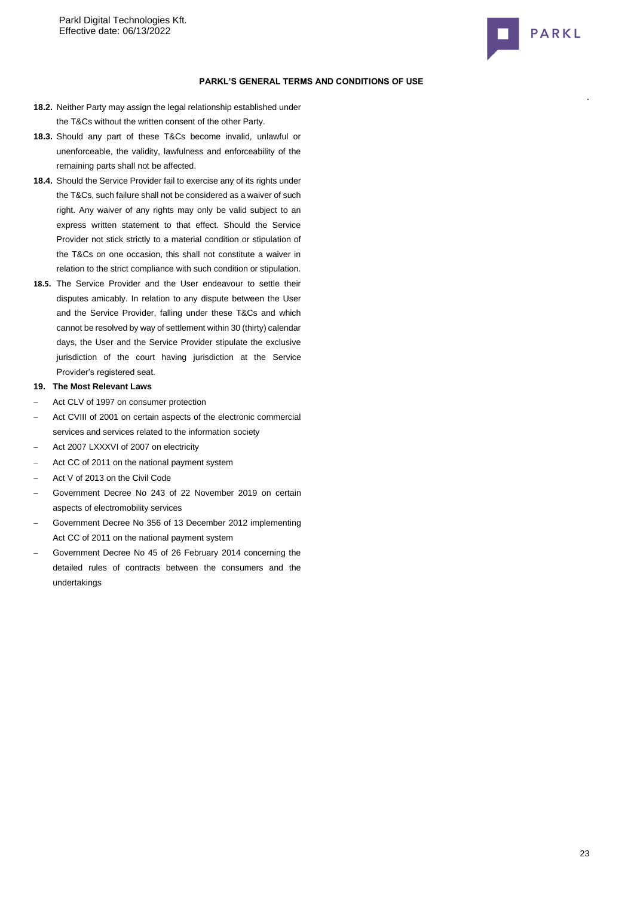**18.2.** Neither Party may assign the legal relationship established under the T&Cs without the written consent of the other Party.

**18.3.** Should any part of these T&Cs become invalid, unlawful or unenforceable, the validity, lawfulness and enforceability of the remaining parts shall not be affected.

**18.4.** Should the Service Provider fail to exercise any of its rights under the T&Cs, such failure shall not be considered as a waiver of such right. Any waiver of any rights may only be valid subject to an express written statement to that effect. Should the Service Provider not stick strictly to a material condition or stipulation of the T&Cs on one occasion, this shall not constitute a waiver in relation to the strict compliance with such condition or stipulation.

**18.5.** The Service Provider and the User endeavour to settle their disputes amicably. In relation to any dispute between the User and the Service Provider, falling under these T&Cs and which cannot be resolved by way of settlement within 30 (thirty) calendar days, the User and the Service Provider stipulate the exclusive jurisdiction of the court having jurisdiction at the Service Provider's registered seat.

**19. The Most Relevant Laws**

- Act CLV of 1997 on consumer protection
- Act CVIII of 2001 on certain aspects of the electronic commercial services and services related to the information society
- Act 2007 LXXXVI of 2007 on electricity
- Act CC of 2011 on the national payment system
- Act V of 2013 on the Civil Code
- Government Decree No 243 of 22 November 2019 on certain aspects of electromobility services
- Government Decree No 356 of 13 December 2012 implementing Act CC of 2011 on the national payment system
- Government Decree No 45 of 26 February 2014 concerning the detailed rules of contracts between the consumers and the undertakings